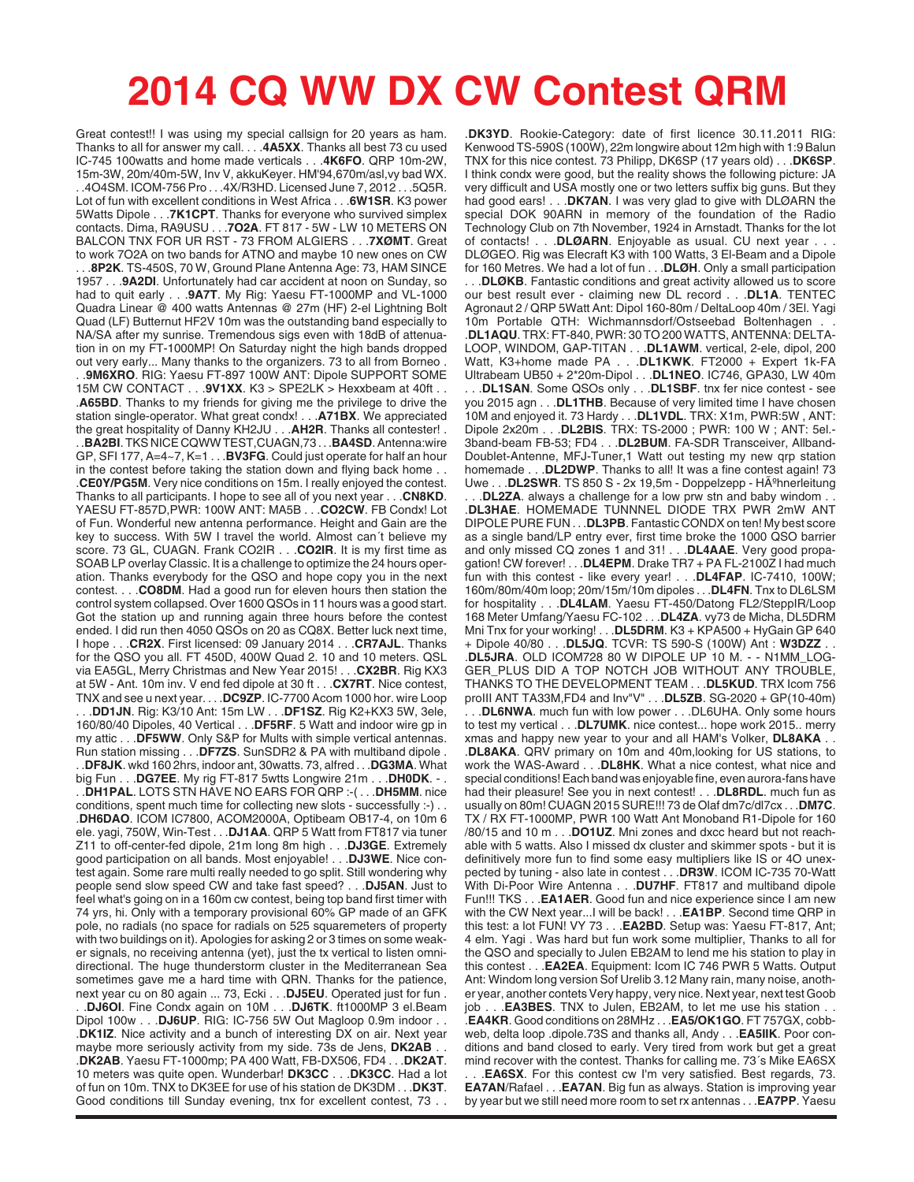# 2014 CQ WW DX CW Contest QRM

Great contest!! I was using my special callsign for 20 years as ham. Thanks to all for answer my call. . . .**4A5XX**. Thanks all best 73 cu used IC-745 100watts and home made verticals . . .**4K6FO**. QRP 10m-2W, 15m-3W, 20m/40m-5W, Inv V, akkuKeyer. HM'94,670m/asl,vy bad WX. . .4O4SM. ICOM-756 Pro . . .4X/R3HD. Licensed June 7, 2012 . . .5Q5R. Lot of fun with excellent conditions in West Africa . . .**6W1SR**. K3 power 5Watts Dipole . . .**7K1CPT**. Thanks for everyone who survived simplex contacts. Dima, RA9USU . . .**7O2A**. FT 817 - 5W - LW 10 METERS ON BALCON TNX FOR UR RST - 73 FROM ALGIERS . . .**7XØMT**. Great to work 7O2A on two bands for ATNO and maybe 10 new ones on CW . . .**8P2K**. TS-450S, 70 W, Ground Plane Antenna Age: 73, HAM SINCE 1957 . . .**9A2DI**. Unfortunately had car accident at noon on Sunday, so had to quit early . . .**9A7T**. My Rig: Yaesu FT-1000MP and VL-1000 Quadra Linear @ 400 watts Antennas @ 27m (HF) 2-el Lightning Bolt Quad (LF) Butternut HF2V 10m was the outstanding band especially to NA/SA after my sunrise. Tremendous sigs even with 18dB of attenuation in on my FT-1000MP! On Saturday night the high bands dropped out very early... Many thanks to the organizers. 73 to all from Borneo . . .**9M6XRO**. RIG: Yaesu FT-897 100W ANT: Dipole SUPPORT SOME 15M CW CONTACT . . .**9V1XX**. K3 > SPE2LK > Hexxbeam at 40ft . . .**A65BD**. Thanks to my friends for giving me the privilege to drive the station single-operator. What great condx! . . .**A71BX**. We appreciated the great hospitality of Danny KH2JU . . .**AH2R**. Thanks all contester! . . .**BA2BI**. TKS NICE CQWW TEST,CUAGN,73 . . .**BA4SD**. Antenna:wire GP, SFI 177, A=4~7, K=1 . . .**BV3FG**. Could just operate for half an hour in the contest before taking the station down and flying back home . . .**CE0Y/PG5M**. Very nice conditions on 15m. I really enjoyed the contest. Thanks to all participants. I hope to see all of you next year . . .**CN8KD**. YAESU FT-857D,PWR: 100W ANT: MA5B . . .**CO2CW**. FB Condx! Lot of Fun. Wonderful new antenna performance. Height and Gain are the key to success. With 5W I travel the world. Almost can´t believe my score. 73 GL, CUAGN. Frank CO2IR . . .**CO2IR**. It is my first time as SOAB LP overlay Classic. It is a challenge to optimize the 24 hours operation. Thanks everybody for the QSO and hope copy you in the next contest. . . .**CO8DM**. Had a good run for eleven hours then station the control system collapsed. Over 1600 QSOs in 11 hours was a good start. Got the station up and running again three hours before the contest ended. I did run then 4050 QSOs on 20 as CQ8X. Better luck next time, I hope . . .**CR2X**. First licensed: 09 January 2014 . . .**CR7AJL**. Thanks for the QSO you all. FT 450D, 400W Quad 2. 10 and 10 meters. QSL via EA5GL, Merry Christmas and New Year 2015! . . .**CX2BR**. Rig KX3 at 5W - Ant. 10m inv. V end fed dipole at 30 ft . . .**CX7RT**. Nice contest, TNX and see u next year. . . .**DC9ZP**. IC-7700 Acom 1000 hor. wire Loop . . .**DD1JN**. Rig: K3/10 Ant: 15m LW . . .**DF1SZ**. Rig K2+KX3 5W, 3ele, 160/80/40 Dipoles, 40 Vertical . . .**DF5RF**. 5 Watt and indoor wire gp in my attic . . .**DF5WW**. Only S&P for Mults with simple vertical antennas. Run station missing . . .**DF7ZS**. SunSDR2 & PA with multiband dipole . . .**DF8JK**. wkd 160 2hrs, indoor ant, 30watts. 73, alfred . . .**DG3MA**. What big Fun . . .**DG7EE**. My rig FT-817 5wtts Longwire 21m . . .**DH0DK**. - . . .**DH1PAL**. LOTS STN HAVE NO EARS FOR QRP :-( . . .**DH5MM**. nice conditions, spent much time for collecting new slots - successfully :-) . . .**DH6DAO**. ICOM IC7800, ACOM2000A, Optibeam OB17-4, on 10m 6 ele. yagi, 750W, Win-Test . . .**DJ1AA**. QRP 5 Watt from FT817 via tuner Z11 to off-center-fed dipole, 21m long 8m high . . .**DJ3GE**. Extremely good participation on all bands. Most enjoyable! . . .**DJ3WE**. Nice contest again. Some rare multi really needed to go split. Still wondering why people send slow speed CW and take fast speed? . . .**DJ5AN**. Just to feel what's going on in a 160m cw contest, being top band first timer with 74 yrs, hi. Only with a temporary provisional 60% GP made of an GFK pole, no radials (no space for radials on 525 squaremeters of property with two buildings on it). Apologies for asking 2 or 3 times on some weaker signals, no receiving antenna (yet), just the tx vertical to listen omnidirectional. The huge thunderstorm cluster in the Mediterranean Sea sometimes gave me a hard time with QRN. Thanks for the patience, next year cu on 80 again ... 73, Ecki . . .**DJ5EU**. Operated just for fun . . .**DJ6OI**. Fine Condx again on 10M . . .**DJ6TK**. ft1000MP 3 el.Beam Dipol 100w . . .**DJ6UP**. RIG: IC-756 5W Out Magloop 0.9m indoor . . .**DK1IZ**. Nice activity and a bunch of interesting DX on air. Next year maybe more seriously activity from my side. 73s de Jens, **DK2AB** . . .**DK2AB**. Yaesu FT-1000mp; PA 400 Watt, FB-DX506, FD4 . . .**DK2AT**. 10 meters was quite open. Wunderbar! **DK3CC** . . .**DK3CC**. Had a lot of fun on 10m. TNX to DK3EE for use of his station de DK3DM . . .**DK3T**. Good conditions till Sunday evening, tnx for excellent contest, 73 . . .**DK3YD**. Rookie-Category: date of first licence 30.11.2011 RIG: Kenwood TS-590S (100W), 22m longwire about 12m high with 1:9 Balun TNX for this nice contest. 73 Philipp, DK6SP (17 years old) . . .**DK6SP**. I think condx were good, but the reality shows the following picture: JA very difficult and USA mostly one or two letters suffix big guns. But they had good ears! . . .**DK7AN**. I was very glad to give with DLØARN the special DOK 90ARN in memory of the foundation of the Radio Technology Club on 7th November, 1924 in Arnstadt. Thanks for the lot of contacts! . . .**DLØARN**. Enjoyable as usual. CU next year . . . DLØGEO. Rig was Elecraft K3 with 100 Watts, 3 El-Beam and a Dipole for 160 Metres. We had a lot of fun . . .**DLØH**. Only a small participation . . .**DLØKB**. Fantastic conditions and great activity allowed us to score our best result ever - claiming new DL record . . .**DL1A**. TENTEC Agronaut 2 / QRP 5Watt Ant: Dipol 160-80m / DeltaLoop 40m / 3El. Yagi 10m Portable QTH: Wichmannsdorf/Ostseebad Boltenhagen . . .**DL1AQU**. TRX: FT-840, PWR: 30 TO 200 WATTS, ANTENNA: DELTA-LOOP, WINDOM, GAP-TITAN . . .**DL1AWM**. vertical, 2-ele, dipol, 200 Watt, K3+home made PA . . .**DL1KWK**. FT2000 + Expert 1k-FA Ultrabeam UB50 + 2*20m-Dipol . . .**DL1NEO**. IC746, GPA30, LW 40m . . .**DL1SAN**. Some QSOs only . . .**DL1SBF**. tnx fer nice contest - see you 2015 agn . . .**DL1THB**. Because of very limited time I have chosen 10M and enjoyed it. 73 Hardy . . .**DL1VDL**. TRX: X1m, PWR:5W , ANT: Dipole 2x20m . . .**DL2BIS**. TRX: TS-2000 ; PWR: 100 W ; ANT: 5el.-3band-beam FB-53; FD4 . . .**DL2BUM**. FA-SDR Transceiver, Allband-Doublet-Antenne, MFJ-Tuner,1 Watt out testing my new qrp station . . .**DL2DWP**. Thanks to all! It was a fine contest again! 73 Uwe . . .**DL2SWR**. TS 850 S - 2x 19,5m - Doppelzepp - HÃ¼hnerleitung . . .**DL2ZA**. always a challenge for a low prw stn and baby windom . . .**DL3HAE**. HOMEMADE TUNNNEL DIODE TRX PWR 2mW ANT DIPOLE PURE FUN . . .**DL3PB**. Fantastic CONDX on ten! My best score as a single band/LP entry ever, first time broke the 1000 QSO barrier and only missed CQ zones 1 and 31! . . .**DL4AAE**. Very good propagation! CW forever! . . .**DL4EPM**. Drake TR7 + PA FL-2100Z I had much fun with this contest - like every year! . . .**DL4FAP**. IC-7410, 100W; 160m/80m/40m loop; 20m/15m/10m dipoles . . .**DL4FN**. Tnx to DL6LSM for hospitality . . .**DL4LAM**. Yaesu FT-450/Datong FL2/SteppIR/Loop 168 Meter Umfang/Yaesu FC-102 . . .**DL4ZA**. vy73 de Micha, DL5DRM Mni Tnx for your working! . . .**DL5DRM**. K3 + KPA500 + HyGain GP 640 + Dipole 40/80 . . .**DL5JQ**. TCVR: TS 590-S (100W) Ant : **W3DZZ** . . .**DL5JRA**. OLD ICOM728 80 W DIPOLE UP 10 M. - - N1MM_LOGGER_PLUS DID A TOP NOTCH JOB WITHOUT ANY TROUBLE, THANKS TO THE DEVELOPMENT TEAM . . .**DL5KUD**. TRX Icom 756 proIII ANT TA33M,FD4 and Inv"V" . . .**DL5ZB**. SG-2020 + GP(10-40m) . . .**DL6NWA**. much fun with low power . . .DL6UHA. Only some hours to test my vertical . . .**DL7UMK**. nice contest... hope work 2015.. merry xmas and happy new year to your and all HAM's Volker, **DL8AKA** . . .**DL8AKA**. QRV primary on 10m and 40m,looking for US stations, to work the WAS-Award . . .**DL8HK**. What a nice contest, what nice and special conditions! Each band was enjoyable fine, even aurora-fans have had their pleasure! See you in next contest! . . .**DL8RDL**. much fun as usually on 80m! CUAGN 2015 SURE!!! 73 de Olaf dm7c/dl7cx . . .**DM7C**. TX / RX FT-1000MP, PWR 100 Watt Ant Monoband R1-Dipole for 160 /80/15 and 10 m . . .**DO1UZ**. Mni zones and dxcc heard but not reachable with 5 watts. Also I missed dx cluster and skimmer spots - but it is definitively more fun to find some easy multipliers like IS or 4O unexpected by tuning - also late in contest . . .**DR3W**. ICOM IC-735 70-Watt With Di-Poor Wire Antenna . . .**DU7HF**. FT817 and multiband dipole Fun!!! TKS . . .**EA1AER**. Good fun and nice experience since I am new with the CW Next year...I will be back! . . .**EA1BP**. Second time QRP in this test: a lot FUN! VY 73 . . .**EA2BD**. Setup was: Yaesu FT-817, Ant; 4 elm. Yagi . Was hard but fun work some multiplier, Thanks to all for the QSO and specially to Julen EB2AM to lent me his station to play in this contest . . .**EA2EA**. Equipment: Icom IC 746 PWR 5 Watts. Output Ant: Windom long version Sof Urelib 3.12 Many rain, many noise, another year, another contets Very happy, very nice. Next year, next test Goob job . . .**EA3BES**. TNX to Julen, EB2AM, to let me use his station . . .**EA4KR**. Good conditions on 28MHz . . .**EA5/OK1GO**. FT 757GX, cobbweb, delta loop .dipole.73S and thanks all, Andy . . .**EA5IIK**. Poor conditions and band closed to early. Very tired from work but get a great mind recover with the contest. Thanks for calling me. 73´s Mike EA6SX . . .**EA6SX**. For this contest cw I'm very satisfied. Best regards, 73. **EA7AN**/Rafael . . .**EA7AN**. Big fun as always. Station is improving year by year but we still need more room to set rx antennas . . .**EA7PP**. Yaesu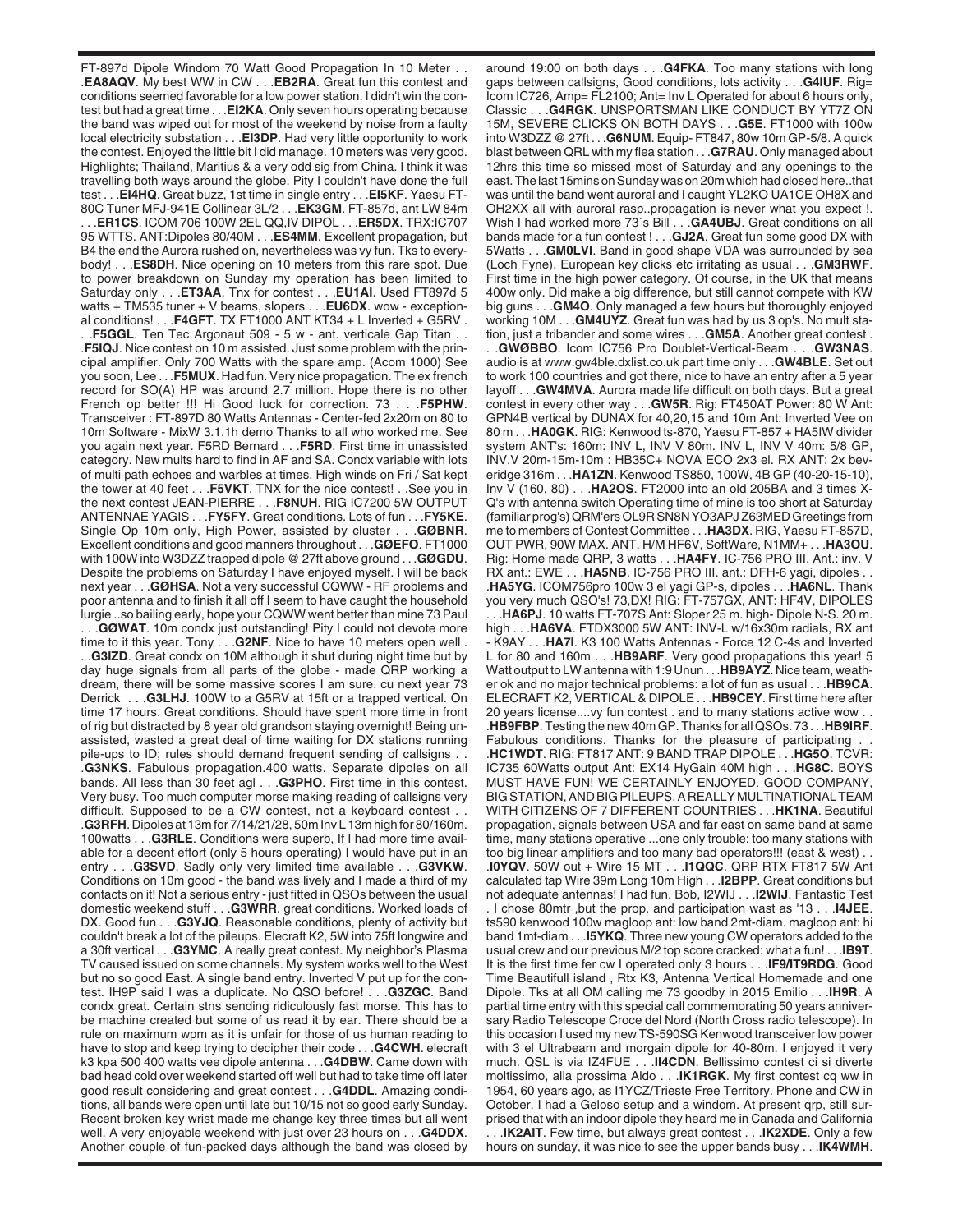FT-897d Dipole Windom 70 Watt Good Propagation In 10 Meter . . .**EA8AQV**. My best WW in CW . . .**EB2RA**. Great fun this contest and conditions seemed favorable for a low power station. I didn't win the contest but had a great time . . .**EI2KA**. Only seven hours operating because the band was wiped out for most of the weekend by noise from a faulty local electricity substation . . .**EI3DP**. Had very little opportunity to work the contest. Enjoyed the little bit I did manage. 10 meters was very good. Highlights; Thailand, Maritius & a very odd sig from China. I think it was travelling both ways around the globe. Pity I couldn't have done the full test . . .**EI4HQ**. Great buzz, 1st time in single entry . . .**EI5KF**. Yaesu FT-80C Tuner MFJ-941E Collinear 3L/2 . . .**EK3GM**. FT-857d, ant LW 84m . . .**ER1CS**. ICOM 706 100W 2EL QQ,IV DIPOL . . .**ER5DX**. TRX:IC707 95 WTTS. ANT:Dipoles 80/40M . . .**ES4MM**. Excellent propagation, but B4 the end the Aurora rushed on, nevertheless was vy fun. Tks to everybody! . . .**ES8DH**. Nice opening on 10 meters from this rare spot. Due to power breakdown on Sunday my operation has been limited to Saturday only . . .**ET3AA**. Tnx for contest . . .**EU1AI**. Used FT897d 5 watts + TM535 tuner + V beams, slopers . . .**EU6DX**. wow - exceptional conditions! . . .**F4GFT**. TX FT1000 ANT KT34 + L Inverted + G5RV . . .**F5GGL**. Ten Tec Argonaut 509 - 5 w - ant. verticale Gap Titan . . .**F5IQJ**. Nice contest on 10 m assisted. Just some problem with the principal amplifier. Only 700 Watts with the spare amp. (Acom 1000) See you soon, Lee . . .**F5MUX**. Had fun. Very nice propagation. The ex french record for SO(A) HP was around 2.7 million. Hope there is no other French op better !!! Hi Good luck for correction. 73 . . .**F5PHW**. Transceiver : FT-897D 80 Watts Antennas - Center-fed 2x20m on 80 to 10m Software - MixW 3.1.1h demo Thanks to all who worked me. See you again next year. F5RD Bernard . . .**F5RD**. First time in unassisted category. New mults hard to find in AF and SA. Condx variable with lots of multi path echoes and warbles at times. High winds on Fri / Sat kept the tower at 40 feet . . .**F5VKT**. TNX for the nice contest! . .See you in the next contest JEAN-PIERRE . . .**F8NUH**. RIG IC7200 5W OUTPUT ANTENNAE YAGIS . . .**FY5FY**. Great conditions. Lots of fun . . .**FY5KE**. Single Op 10m only, High Power, assisted by cluster . . .**GØBNR**. Excellent conditions and good manners throughout . . .**GØEFO**. FT1000 with 100W into W3DZZ trapped dipole @ 27ft above ground . . .**GØGDU**. Despite the problems on Saturday I have enjoyed myself. I will be back next year . . .**GØHSA**. Not a very successful CQWW - RF problems and poor antenna and to finish it all off I seem to have caught the household lurgie ..so bailing early, hope your CQWW went better than mine 73 Paul . . .**GØWAT**. 10m condx just outstanding! Pity I could not devote more time to it this year. Tony . . .**G2NF**. Nice to have 10 meters open well . . .**G3IZD**. Great condx on 10M although it shut during night time but by day huge signals from all parts of the globe - made QRP working a dream, there will be some massive scores I am sure. cu next year 73 Derrick . . .**G3LHJ**. 100W to a G5RV at 15ft or a trapped vertical. On time 17 hours. Great conditions. Should have spent more time in front of rig but distracted by 8 year old grandson staying overnight! Being unassisted, wasted a great deal of time waiting for DX stations running pile-ups to ID; rules should demand frequent sending of callsigns . . .**G3NKS**. Fabulous propagation.400 watts. Separate dipoles on all bands. All less than 30 feet agl . . .**G3PHO**. First time in this contest. Very busy. Too much computer morse making reading of callsigns very difficult. Supposed to be a CW contest, not a keyboard contest . . .**G3RFH**. Dipoles at 13m for 7/14/21/28, 50m Inv L 13m high for 80/160m. 100watts . . .**G3RLE**. Conditions were superb, If I had more time available for a decent effort (only 5 hours operating) I would have put in an entry . . .**G3SVD**. Sadly only very limited time available . . .**G3VKW**. Conditions on 10m good - the band was lively and I made a third of my contacts on it! Not a serious entry - just fitted in QSOs between the usual domestic weekend stuff . . .**G3WRR**. great conditions. Worked loads of DX. Good fun . . .**G3YJQ**. Reasonable conditions, plenty of activity but couldn't break a lot of the pileups. Elecraft K2, 5W into 75ft longwire and a 30ft vertical . . .**G3YMC**. A really great contest. My neighbor's Plasma TV caused issued on some channels. My system works well to the West but no so good East. A single band entry. Inverted V put up for the contest. IH9P said I was a duplicate. No QSO before! . . .**G3ZGC**. Band condx great. Certain stns sending ridiculously fast morse. This has to be machine created but some of us read it by ear. There should be a rule on maximum wpm as it is unfair for those of us human reading to have to stop and keep trying to decipher their code . . .**G4CWH**. elecraft k3 kpa 500 400 watts vee dipole antenna . . .**G4DBW**. Came down with bad head cold over weekend started off well but had to take time off later good result considering and great contest . . .**G4DDL**. Amazing conditions, all bands were open until late but 10/15 not so good early Sunday. Recent broken key wrist made me change key three times but all went well. A very enjoyable weekend with just over 23 hours on . . .**G4DDX**. Another couple of fun-packed days although the band was closed by around 19:00 on both days . . .**G4FKA**. Too many stations with long gaps between callsigns, Good conditions, lots activity . . .**G4IUF**. Rig= Icom IC726, Amp= FL2100; Ant= Inv L Operated for about 6 hours only, Classic . . .**G4RGK**. UNSPORTSMAN LIKE CONDUCT BY YT7Z ON 15M, SEVERE CLICKS ON BOTH DAYS . . .**G5E**. FT1000 with 100w into W3DZZ @ 27ft . . .**G6NUM**. Equip- FT847, 80w 10m GP-5/8. A quick blast between QRL with my flea station . . .**G7RAU**. Only managed about 12hrs this time so missed most of Saturday and any openings to the east. The last 15mins on Sunday was on 20m which had closed here..that was until the band went auroral and I caught YL2KO UA1CE OH8X and OH2XX all with auroral rasp..propagation is never what you expect !. Wish I had worked more 73`s Bill . . .**GA4UBJ**. Great conditions on all bands made for a fun contest ! . . .**GJ2A**. Great fun some good DX with 5Watts . . .**GM0LVI**. Band in good shape VDA was surrounded by sea (Loch Fyne). European key clicks etc irritating as usual . . .**GM3RWF**. First time in the high power category. Of course, in the UK that means 400w only. Did make a big difference, but still cannot compete with KW big guns . . .**GM4O**. Only managed a few hours but thoroughly enjoyed working 10M . . .**GM4UYZ**. Great fun was had by us 3 op's. No mult station, just a tribander and some wires . . .**GM5A**. Another great contest . . .**GWØBBO**. Icom IC756 Pro Doublet-Vertical-Beam . . .**GW3NAS**. audio is at www.gw4ble.dxlist.co.uk part time only . . .**GW4BLE**. Set out to work 100 countries and got there, nice to have an entry after a 5 year layoff . . .**GW4MVA**. Aurora made life difficult on both days. But a great contest in every other way . . .**GW5R**. Rig: FT450AT Power: 80 W Ant: GPN4B vertical by DUNAX for 40,20,15 and 10m Ant: Inverted Vee on 80 m . . .**HA0GK**. RIG: Kenwood ts-870, Yaesu FT-857 + HA5IW divider system ANT's: 160m: INV L, INV V 80m. INV L, INV V 40m: 5/8 GP, INV.V 20m-15m-10m : HB35C+ NOVA ECO 2x3 el. RX ANT: 2x beveridge 316m . . .**HA1ZN**. Kenwood TS850, 100W, 4B GP (40-20-15-10), Inv V (160, 80) . . .**HA2OS**. FT2000 into an old 205BA and 3 times X-Q's with antenna switch Operating time of mine is too short at Saturday (familiar prog's) QRM'ers OL9R SN8N YO3APJ Z63MED Greetings from me to members of Contest Committee . . .**HA3DX**. RIG, Yaesu FT-857D, OUT PWR, 90W MAX. ANT, H/M HF6V, SoftWare, N1MM+ . . .**HA3OU**. Rig: Home made QRP, 3 watts . . .**HA4FY**. IC-756 PRO III. Ant.: inv. V RX ant.: EWE . . .**HA5NB**. IC-756 PRO III. ant.: DFH-6 yagi, dipoles . . .**HA5YG**. ICOM756pro 100w 3 el yagi GP-s, dipoles . . .**HA6NL**. Thank you very much QSO's! 73,DX! RIG: FT-757GX, ANT: HF4V, DIPOLES . . .**HA6PJ**. 10 watts FT-707S Ant: Sloper 25 m. high- Dipole N-S. 20 m. high . . .**HA6VA**. FTDX3000 5W ANT: INV-L w/16x30m radials, RX ant - K9AY . . .**HA7I**. K3 100 Watts Antennas - Force 12 C-4s and Inverted L for 80 and 160m . . .**HB9ARF**. Very good propagations this year! 5 Watt output to LW antenna with 1:9 Unun . . .**HB9AYZ**. Nice team, weather ok and no major technical problems: a lot of fun as usual . . .**HB9CA**. ELECRAFT K2, VERTICAL & DIPOLE . . .**HB9CEY**. First time here after 20 years license....vy fun contest . and to many stations active wow . . .**HB9FBP**. Testing the new 40m GP. Thanks for all QSOs. 73 . . .**HB9IRF**. Fabulous conditions. Thanks for the pleasure of participating . . .**HC1WDT**. RIG: FT817 ANT: 9 BAND TRAP DIPOLE . . .**HG5O**. TCVR: IC735 60Watts output Ant: EX14 HyGain 40M high . . .**HG8C**. BOYS MUST HAVE FUN! WE CERTAINLY ENJOYED. GOOD COMPANY, BIG STATION, AND BIG PILEUPS. A REALLY MULTINATIONAL TEAM WITH CITIZENS OF 7 DIFFERENT COUNTRIES . . .**HK1NA**. Beautiful propagation, signals between USA and far east on same band at same time, many stations operative ...one only trouble: too many stations with too big linear amplifiers and too many bad operators!!! (east & west) . . .**I0YQV**. 50W out + Wire 15 MT . . .**I1QQC**. QRP RTX FT817 5W Ant calculated tap Wire 39m Long 10m High . . .**I2BPP**. Great conditions but not adequate antennas! I had fun. Bob, I2WIJ . . .**I2WIJ**. Fantastic Test . I chose 80mtr ,but the prop. and participation wast as '13 . . .**I4JEE**. ts590 kenwood 100w magloop ant: low band 2mt-diam. magloop ant: hi band 1mt-diam . . .**I5YKQ**. Three new young CW operators added to the usual crew and our previous M/2 top score cracked: what a fun! . . .**IB9T**. It is the first time fer cw I operated only 3 hours . . .**IF9/IT9RDG**. Good Time Beautifull island , Rtx K3, Antenna Vertical Homemade and one Dipole. Tks at all OM calling me 73 goodby in 2015 Emilio . . .**IH9R**. A partial time entry with this special call commemorating 50 years anniversary Radio Telescope Croce del Nord (North Cross radio telescope). In this occasion I used my new TS-590SG Kenwood transceiver low power with 3 el Ultrabeam and morgain dipole for 40-80m. I enjoyed it very much. QSL is via IZ4FUE . . .**II4CDN**. Bellissimo contest ci si diverte moltissimo, alla prossima Aldo . . .**IK1RGK**. My first contest cq ww in 1954, 60 years ago, as I1YCZ/Trieste Free Territory. Phone and CW in October. I had a Geloso setup and a windom. At present qrp, still surprised that with an indoor dipole they heard me in Canada and California . . .**IK2AIT**. Few time, but always great contest . . .**IK2XDE**. Only a few hours on sunday, it was nice to see the upper bands busy . . .**IK4WMH**.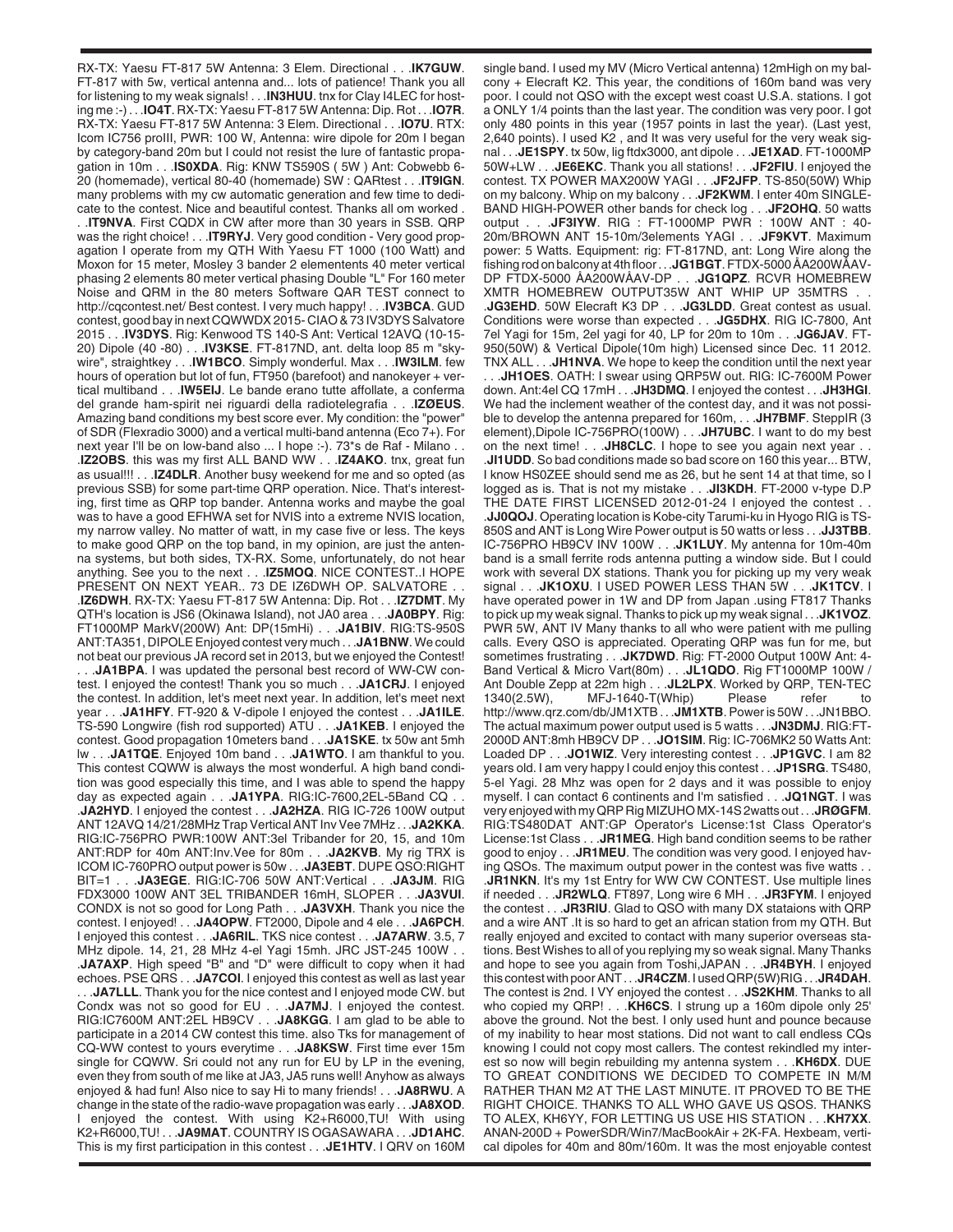RX-TX: Yaesu FT-817 5W Antenna: 3 Elem. Directional . . .**IK7GUW**. FT-817 with 5w, vertical antenna and... lots of patience! Thank you all for listening to my weak signals! . . .**IN3HUU**. tnx for Clay I4LEC for hosting me :-) . . .**IO4T**. RX-TX: Yaesu FT-817 5W Antenna: Dip. Rot . . .**IO7R**. RX-TX: Yaesu FT-817 5W Antenna: 3 Elem. Directional . . .**IO7U**. RTX: Icom IC756 proIII, PWR: 100 W, Antenna: wire dipole for 20m I began by category-band 20m but I could not resist the lure of fantastic propagation in 10m . . .**IS0XDA**. Rig: KNW TS590S ( 5W ) Ant: Cobwebb 6-20 (homemade), vertical 80-40 (homemade) SW : QARtest . . .**IT9IGN**. many problems with my cw automatic generation and few time to dedicate to the contest. Nice and beautiful contest. Thanks all om worked . . .**IT9NVA**. First CQDX in CW after more than 30 years in SSB. QRP was the right choice! . . .**IT9RYJ**. Very good condition - Very good propagation I operate from my QTH With Yaesu FT 1000 (100 Watt) and Moxon for 15 meter, Mosley 3 bander 2 elementents 40 meter vertical phasing 2 elements 80 meter vertical phasing Double "L" For 160 meter Noise and QRM in the 80 meters Software QAR TEST connect to http://cqcontest.net/ Best contest. I very much happy! . . .**IV3BCA**. GUD contest, good bay in next CQWWDX 2015- CIAO & 73 IV3DYS Salvatore 2015 . . .**IV3DYS**. Rig: Kenwood TS 140-S Ant: Vertical 12AVQ (10-15-20) Dipole (40 -80) . . .**IV3KSE**. FT-817ND, ant. delta loop 85 m "skywire", straightkey . . .**IW1BCO**. Simply wonderful. Max . . .**IW3ILM**. few hours of operation but lot of fun, FT950 (barefoot) and nanokeyer + vertical multiband . . .**IW5EIJ**. Le bande erano tutte affollate, a conferma del grande ham-spirit nei riguardi della radiotelegrafia . . .**IZØEUS**. Amazing band conditions my best score ever. My condition: the "power" of SDR (Flexradio 3000) and a vertical multi-band antenna (Eco 7+). For next year I'll be on low-band also ... I hope :-). 73*s de Raf - Milano . . .**IZ2OBS**. this was my first ALL BAND WW . . .**IZ4AKO**. tnx, great fun as usual!!! . . .**IZ4DLR**. Another busy weekend for me and so opted (as previous SSB) for some part-time QRP operation. Nice. That's interesting, first time as QRP top bander. Antenna works and maybe the goal was to have a good EFHWA set for NVIS into a extreme NVIS location, my narrow valley. No matter of watt, in my case five or less. The keys to make good QRP on the top band, in my opinion, are just the antenna systems, but both sides, TX-RX. Some, unfortunately, do not hear anything. See you to the next . . .**IZ5MOQ**. NICE CONTEST..I HOPE PRESENT ON NEXT YEAR.. 73 DE IZ6DWH OP. SALVATORE . . .**IZ6DWH**. RX-TX: Yaesu FT-817 5W Antenna: Dip. Rot . . .**IZ7DMT**. My QTH's location is JS6 (Okinawa Island), not JA0 area . . .**JA0BPY**. Rig: FT1000MP MarkV(200W) Ant: DP(15mHi) . . .**JA1BIV**. RIG:TS-950S ANT:TA351, DIPOLE Enjoyed contest very much . . .**JA1BNW**. We could not beat our previous JA record set in 2013, but we enjoyed the Contest! . . .**JA1BPA**. I was updated the personal best record of WW-CW contest. I enjoyed the contest! Thank you so much . . .**JA1CRJ**. I enjoyed the contest. In addition, let's meet next year. In addition, let's meet next year . . .**JA1HFY**. FT-920 & V-dipole I enjoyed the contest . . .**JA1ILE**. TS-590 Longwire (fish rod supported) ATU . . .**JA1KEB**. I enjoyed the contest. Good propagation 10meters band . . .**JA1SKE**. tx 50w ant 5mh lw . . .**JA1TQE**. Enjoyed 10m band . . .**JA1WTO**. I am thankful to you. This contest CQWW is always the most wonderful. A high band condition was good especially this time, and I was able to spend the happy day as expected again . . .**JA1YPA**. RIG:IC-7600,2EL-5Band CQ . . .**JA2HYD**. I enjoyed the contest . . .**JA2HZA**. RIG IC-726 100W output ANT 12AVQ 14/21/28MHz Trap Vertical ANT Inv Vee 7MHz . . .**JA2KKA**. RIG:IC-756PRO PWR:100W ANT:3el Tribander for 20, 15, and 10m ANT:RDP for 40m ANT:Inv.Vee for 80m . . .**JA2KVB**. My rig TRX is ICOM IC-760PRO output power is 50w . . .**JA3EBT**. DUPE QSO:RIGHT BIT=1 . . .**JA3EGE**. RIG:IC-706 50W ANT:Vertical . . .**JA3JM**. RIG FDX3000 100W ANT 3EL TRIBANDER 16mH, SLOPER . . .**JA3VUI**. CONDX is not so good for Long Path . . .**JA3VXH**. Thank you nice the contest. I enjoyed! . . .**JA4OPW**. FT2000, Dipole and 4 ele . . .**JA6PCH**. I enjoyed this contest . . .**JA6RIL**. TKS nice contest . . .**JA7ARW**. 3.5, 7 MHz dipole. 14, 21, 28 MHz 4-el Yagi 15mh. JRC JST-245 100W . . .**JA7AXP**. High speed "B" and "D" were difficult to copy when it had echoes. PSE QRS . . .**JA7COI**. I enjoyed this contest as well as last year . . .**JA7LLL**. Thank you for the nice contest and I enjoyed mode CW. but Condx was not so good for EU . . .**JA7MJ**. I enjoyed the contest. RIG:IC7600M ANT:2EL HB9CV . . .**JA8KGG**. I am glad to be able to participate in a 2014 CW contest this time. also Tks for management of CQ-WW contest to yours everytime . . .**JA8KSW**. First time ever 15m single for CQWW. Sri could not any run for EU by LP in the evening, even they from south of me like at JA3, JA5 runs well! Anyhow as always enjoyed & had fun! Also nice to say Hi to many friends! . . .**JA8RWU**. A change in the state of the radio-wave propagation was early . . .**JA8XOD**. I enjoyed the contest. With using K2+R6000,TU! With using K2+R6000,TU! . . .**JA9MAT**. COUNTRY IS OGASAWARA . . .**JD1AHC**. This is my first participation in this contest . . .**JE1HTV**. I QRV on 160M single band. I used my MV (Micro Vertical antenna) 12mHigh on my balcony + Elecraft K2. This year, the conditions of 160m band was very poor. I could not QSO with the except west coast U.S.A. stations. I got a ONLY 1/4 points than the last year. The condition was very poor. I got only 480 points in this year (1957 points in last the year). (Last yest, 2,640 points). I used K2 , and It was very useful for the very weak signal . . .**JE1SPY**. tx 50w, lig ftdx3000, ant dipole . . .**JE1XAD**. FT-1000MP 50W+LW . . .**JE6EKC**. Thank you all stations! . . .**JF2FIU**. I enjoyed the contest. TX POWER MAX200W YAGI . . .**JF2JFP**. TS-850(50W) Whip on my balcony. Whip on my balcony . . .**JF2KWM**. I enter 40m SINGLE-BAND HIGH-POWER other bands for check log . . .**JF2OHQ**. 50 watts output . . .**JF3IYW**. RIG : FT-1000MP PWR : 100W ANT : 40-20m/BROWN ANT 15-10m/3elements YAGI . . .**JF9KVT**. Maximum power: 5 Watts. Equipment: rig: FT-817ND, ant: Long Wire along the fishing rod on balcony at 4th floor . . .**JG1BGT**. FTDX-5000 ÅA200WÅAV-DP FTDX-5000 ÅA200WÅAV-DP . . .**JG1QPZ**. RCVR HOMEBREW XMTR HOMEBREW OUTPUT35W ANT WHIP UP 35MTRS . . .**JG3EHD**. 50W Elecraft K3 DP . . .**JG3LDD**. Great contest as usual. Conditions were worse than expected . . .**JG5DHX**. RIG IC-7800, Ant 7el Yagi for 15m, 2el yagi for 40, LP for 20m to 10m . . .**JG6JAV**. FT-950(50W) & Vertical Dipole(10m high) Licensed since Dec. 11 2012. TNX ALL . . .**JH1NVA**. We hope to keep the condition until the next year . . .**JH1OES**. OATH: I swear using QRP5W out. RIG: IC-7600M Power down. Ant:4el CQ 17mH . . .**JH3DMQ**. I enjoyed the contest . . .**JH3HGI**. We had the inclement weather of the contest day, and it was not possible to develop the antenna prepared for 160m, . . .**JH7BMF**. SteppIR (3 element),Dipole IC-756PRO(100W) . . .**JH7UBC**. I want to do my best on the next time! . . .**JH8CLC**. I hope to see you again next year . . .**JI1UDD**. So bad conditions made so bad score on 160 this year... BTW, I know HS0ZEE should send me as 26, but he sent 14 at that time, so I logged as is. That is not my mistake . . .**JI3KDH**. FT-2000 v-type D.P THE DATE FIRST LICENSED 2012-01-24 I enjoyed the contest . . .**JJ0QOJ**. Operating location is Kobe-city Tarumi-ku in Hyogo RIG is TS-850S and ANT is Long Wire Power output is 50 watts or less . . .**JJ3TBB**. IC-756PRO HB9CV INV 100W . . .**JK1LUY**. My antenna for 10m-40m band is a small ferrite rods antenna putting a window side. But I could work with several DX stations. Thank you for picking up my very weak signal . . .**JK1OXU**. I USED POWER LESS THAN 5W . . .**JK1TCV**. I have operated power in 1W and DP from Japan .using FT817 Thanks to pick up my weak signal. Thanks to pick up my weak signal . . .**JK1VOZ**. PWR 5W, ANT IV Many thanks to all who were patient with me pulling calls. Every QSO is appreciated. Operating QRP was fun for me, but sometimes frustrating . . .**JK7DWD**. Rig: FT-2000 Output 100W Ant: 4-Band Vertical & Micro Vart(80m) . . .**JL1QDO**. Rig FT1000MP 100W / Ant Double Zepp at 22m high . . .**JL2LPX**. Worked by QRP, TEN-TEC 1340(2.5W), MFJ-1640-T(Whip) Please refer to http://www.qrz.com/db/JM1XTB . . .**JM1XTB**. Power is 50W . . .JN1BBO. The actual maximum power output used is 5 watts . . .**JN3DMJ**. RIG:FT-2000D ANT:8mh HB9CV DP . . .**JO1SIM**. Rig: IC-706MK2 50 Watts Ant: Loaded DP . . .**JO1WIZ**. Very interesting contest . . .**JP1GVC**. I am 82 years old. I am very happy I could enjoy this contest . . .**JP1SRG**. TS480, 5-el Yagi. 28 Mhz was open for 2 days and it was possible to enjoy myself. I can contact 6 continents and I'm satisfied . . .**JQ1NGT**. I was very enjoyed with my QRP Rig MIZUHO MX-14S 2watts out . . .**JRØGFM**. RIG:TS480DAT ANT:GP Operator's License:1st Class Operator's License:1st Class . . .**JR1MEG**. High band condition seems to be rather good to enjoy . . .**JR1MEU**. The condition was very good. I enjoyed having QSOs. The maximum output power in the contest was five watts . . .**JR1NKN**. It's my 1st Entry for WW CW CONTEST. Use multiple lines if needed . . .**JR2WLQ**. FT897, Long wire 6 MH . . .**JR3FYM**. I enjoyed the contest . . .**JR3RIU**. Glad to QSO with many DX stataions with QRP and a wire ANT .It is so hard to get an african station from my QTH. But really enjoyed and excited to contact with many superior overseas stations. Best Wishes to all of you replying my so weak signal. Many Thanks and hope to see you again from Toshi,JAPAN . . .**JR4BYH**. I enjoyed this contest with poor ANT . . .**JR4CZM**. I used QRP(5W)RIG . . .**JR4DAH**. The contest is 2nd. I VY enjoyed the contest . . .**JS2KHM**. Thanks to all who copied my QRP! . . .**KH6CS**. I strung up a 160m dipole only 25' above the ground. Not the best. I only used hunt and pounce because of my inability to hear most stations. Did not want to call endless CQs knowing I could not copy most callers. The contest rekindled my interest so now will begin rebuilding my antenna system . . .**KH6DX**. DUE TO GREAT CONDITIONS WE DECIDED TO COMPETE IN M/M RATHER THAN M2 AT THE LAST MINUTE. IT PROVED TO BE THE RIGHT CHOICE. THANKS TO ALL WHO GAVE US QSOS. THANKS TO ALEX, KH6YY, FOR LETTING US USE HIS STATION . . .**KH7XX**. ANAN-200D + PowerSDR/Win7/MacBookAir + 2K-FA. Hexbeam, vertical dipoles for 40m and 80m/160m. It was the most enjoyable contest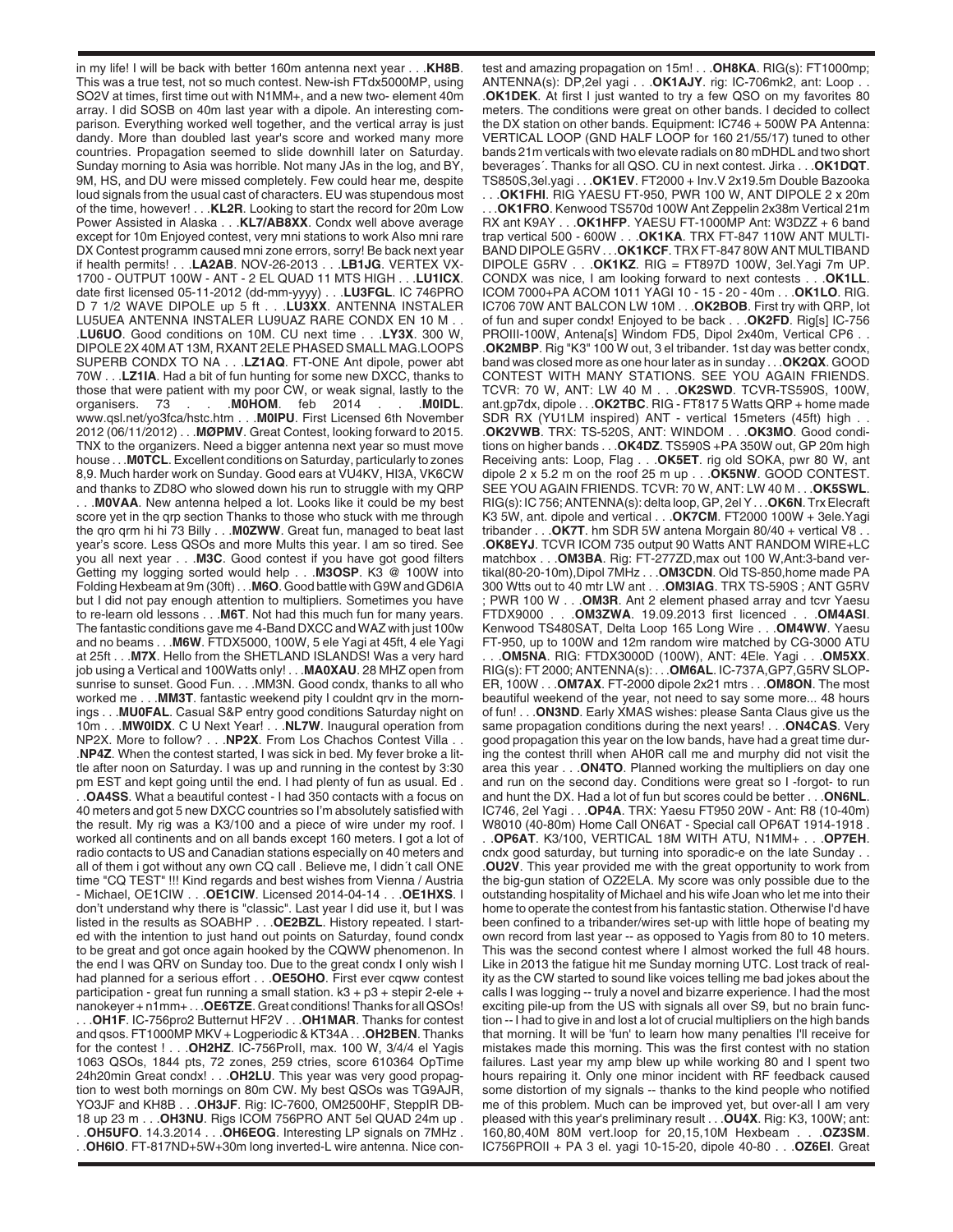in my life! I will be back with better 160m antenna next year . . .**KH8B**. This was a true test, not so much contest. New-ish FTdx5000MP, using SO2V at times, first time out with N1MM+, and a new two- element 40m array. I did SOSB on 40m last year with a dipole. An interesting comparison. Everything worked well together, and the vertical array is just dandy. More than doubled last year's score and worked many more countries. Propagation seemed to slide downhill later on Saturday. Sunday morning to Asia was horrible. Not many JAs in the log, and BY, 9M, HS, and DU were missed completely. Few could hear me, despite loud signals from the usual cast of characters. EU was stupendous most of the time, however! . . .**KL2R**. Looking to start the record for 20m Low Power Assisted in Alaska . . .**KL7/AB8XX**. Condx well above average except for 10m Enjoyed contest, very mni stations to work Also mni rare DX Contest programm caused mni zone errors, sorry! Be back next year if health permits! . . .**LA2AB**. NOV-26-2013 . . .**LB1JG**. VERTEX VX-1700 - OUTPUT 100W - ANT - 2 EL QUAD 11 MTS HIGH . . .**LU1ICX**. date first licensed 05-11-2012 (dd-mm-yyyy) . . .**LU3FGL**. IC 746PRO D 7 1/2 WAVE DIPOLE up 5 ft . . .**LU3XX**. ANTENNA INSTALER LU5UEA ANTENNA INSTALER LU9UAZ RARE CONDX EN 10 M . . .**LU6UO**. Good conditions on 10M. CU next time . . .**LY3X**. 300 W, DIPOLE 2X 40M AT 13M, RXANT 2ELE PHASED SMALL MAG.LOOPS SUPERB CONDX TO NA . . .**LZ1AQ**. FT-ONE Ant dipole, power abt 70W . . .**LZ1IA**. Had a bit of fun hunting for some new DXCC, thanks to those that were patient with my poor CW, or weak signal, lastly to the organisers. 73 . . .**M0HOM**. feb 2014 . . .**M0IDL**. www.qsl.net/yo3fca/hstc.htm . . .**M0IPU**. First Licensed 6th November 2012 (06/11/2012) . . .**MØPMV**. Great Contest, looking forward to 2015. TNX to the organizers. Need a bigger antenna next year so must move house . . .**M0TCL**. Excellent conditions on Saturday, particularly to zones 8,9. Much harder work on Sunday. Good ears at VU4KV, HI3A, VK6CW and thanks to ZD8O who slowed down his run to struggle with my QRP . . .**M0VAA**. New antenna helped a lot. Looks like it could be my best score yet in the qrp section Thanks to those who stuck with me through the qro qrm hi hi 73 Billy . . .**M0ZWW**. Great fun, managed to beat last year's score. Less QSOs and more Mults this year. I am so tired. See you all next year . . .**M3C**. Good contest if you have got good filters Getting my logging sorted would help . . .**M3OSP**. K3 @ 100W into Folding Hexbeam at 9m (30ft) . . .**M6O**. Good battle with G9W and GD6IA but I did not pay enough attention to multipliers. Sometimes you have to re-learn old lessons . . .**M6T**. Not had this much fun for many years. The fantastic conditions gave me 4-Band DXCC and WAZ with just 100w and no beams . . .**M6W**. FTDX5000, 100W, 5 ele Yagi at 45ft, 4 ele Yagi at 25ft . . .**M7X**. Hello from the SHETLAND ISLANDS! Was a very hard job using a Vertical and 100Watts only! . . .**MA0XAU**. 28 MHZ open from sunrise to sunset. Good Fun. . . .MM3N. Good condx, thanks to all who worked me . . .**MM3T**. fantastic weekend pity I couldnt qrv in the mornings . . .**MU0FAL**. Casual S&P entry good conditions Saturday night on 10m . . .**MW0IDX**. C U Next Year! . . .**NL7W**. Inaugural operation from NP2X. More to follow? . . .**NP2X**. From Los Chachos Contest Villa . . .**NP4Z**. When the contest started, I was sick in bed. My fever broke a little after noon on Saturday. I was up and running in the contest by 3:30 pm EST and kept going until the end. I had plenty of fun as usual. Ed . . .**OA4SS**. What a beautiful contest - I had 350 contacts with a focus on 40 meters and got 5 new DXCC countries so I'm absolutely satisfied with the result. My rig was a K3/100 and a piece of wire under my roof. I worked all continents and on all bands except 160 meters. I got a lot of radio contacts to US and Canadian stations especially on 40 meters and all of them i got without any own CQ call . Believe me, I didn´t call ONE time "CQ TEST" !!! Kind regards and best wishes from Vienna / Austria - Michael, OE1CIW . . .**OE1CIW**. Licensed 2014-04-14 . . .**OE1HXS**. I don't understand why there is "classic". Last year I did use it, but I was listed in the results as SOABHP . . .**OE2BZL**. History repeated. I started with the intention to just hand out points on Saturday, found condx to be great and got once again hooked by the CQWW phenomenon. In the end I was QRV on Sunday too. Due to the great condx I only wish I had planned for a serious effort . . .**OE5OHO**. First ever cqww contest participation - great fun running a small station. k3 + p3 + stepir 2-ele + nanokeyer + n1mm+ . . .**OE6TZE**. Great conditions! Thanks for all QSOs! . . .**OH1F**. IC-756pro2 Butternut HF2V . . .**OH1MAR**. Thanks for contest and qsos. FT1000MP MKV + Logperiodic & KT34A . . .**OH2BEN**. Thanks for the contest ! . . .**OH2HZ**. IC-756ProII, max. 100 W, 3/4/4 el Yagis 1063 QSOs, 1844 pts, 72 zones, 259 ctries, score 610364 OpTime 24h20min Great condx! . . .**OH2LU**. This year was very good propagation to north both mornings on 80m CW. My best QSOs was TG9AJR, YO3JF and KH8B . . .**OH3JF**. Rig: IC-7600, OM2500HF, SteppIR DB-18 up 23 m . . .**OH3NU**. Rigs ICOM 756PRO ANT 5el QUAD 24m up . . .**OH5UFO**. 14.3.2014 . . .**OH6EOG**. Interesting LP signals on 7MHz . . .**OH6IO**. FT-817ND+5W+30m long inverted-L wire antenna. Nice contest and amazing propagation on 15m! . . .**OH8KA**. RIG(s): FT1000mp; ANTENNA(s): DP,2el yagi . . .**OK1AJY**. rig: IC-706mk2, ant: Loop . . .**OK1DEK**. At first I just wanted to try a few QSO on my favorites 80 meters. The conditions were great on other bands. I decided to collect the DX station on other bands. Equipment: IC746 + 500W PA Antenna: VERTICAL LOOP (GND HALF LOOP for 160 21/55/17) tuned to other bands 21m verticals with two elevate radials on 80 mDHDL and two short beverages´. Thanks for all QSO. CU in next contest. Jirka . . .**OK1DQT**. TS850S,3el.yagi . . .**OK1EV**. FT2000 + Inv.V 2x19.5m Double Bazooka . . .**OK1FHI**. RIG YAESU FT-950, PWR 100 W, ANT DIPOLE 2 x 20m . . .**OK1FRO**. Kenwood TS570d 100W Ant Zeppelin 2x38m Vertical 21m RX ant K9AY . . .**OK1HFP**. YAESU FT-1000MP Ant: W3DZZ + 6 band trap vertical 500 - 600W . . .**OK1KA**. TRX FT-847 110W ANT MULTI-BAND DIPOLE G5RV . . .**OK1KCF**. TRX FT-847 80W ANT MULTIBAND DIPOLE G5RV . . .**OK1KZ**. RIG = FT897D 100W, 3el.Yagi 7m UP. CONDX was nice, I am looking forward to next contests . . .**OK1LL**. ICOM 7000+PA ACOM 1011 YAGI 10 - 15 - 20 - 40m . . .**OK1LO**. RIG. IC706 70W ANT BALCON LW 10M . . .**OK2BOB**. First try with QRP, lot of fun and super condx! Enjoyed to be back . . .**OK2FD**. Rig[s] IC-756 PROIII-100W, Antena[s] Windom FD5, Dipol 2x40m, Vertical CP6 . . .**OK2MBP**. Rig "K3" 100 W out, 3 el tribander. 1st day was better condx, band was closed more as one hour later as in sunday . . .**OK2QX**. GOOD CONTEST WITH MANY STATIONS. SEE YOU AGAIN FRIENDS. TCVR: 70 W, ANT: LW 40 M . . .**OK2SWD**. TCVR-TS590S, 100W, ant.gp7dx, dipole . . .**OK2TBC**. RIG - FT817 5 Watts QRP + home made SDR RX (YU1LM inspired) ANT - vertical 15meters (45ft) high . . .**OK2VWB**. TRX: TS-520S, ANT: WINDOM . . .**OK3MO**. Good conditions on higher bands . . .**OK4DZ**. TS590S +PA 350W out, GP 20m high Receiving ants: Loop, Flag . . .**OK5ET**. rig old SOKA, pwr 80 W, ant dipole 2 x 5.2 m on the roof 25 m up . . .**OK5NW**. GOOD CONTEST. SEE YOU AGAIN FRIENDS. TCVR: 70 W, ANT: LW 40 M . . .**OK5SWL**. RIG(s): IC 756; ANTENNA(s): delta loop, GP, 2el Y . . .**OK6N**. Trx Elecraft K3 5W, ant. dipole and vertical . . .**OK7CM**. FT2000 100W + 3ele.Yagi tribander . . .**OK7T**. hm SDR 5W antena Morgain 80/40 + vertical V8 . . .**OK8EYJ**. TCVR ICOM 735 output 90 Watts ANT RANDOM WIRE+LC matchbox . . .**OM3BA**. Rig: FT-277ZD,max out 100 W,Ant:3-band vertikal(80-20-10m),Dipol 7MHz . . .**OM3CDN**. Old TS-850,home made PA 300 Wtts out to 40 mtr LW ant . . .**OM3IAG**. TRX TS-590S ; ANT G5RV ; PWR 100 W . . .**OM3R**. Ant 2 element phased array and tcvr Yaesu FTDX9000 . . .**OM3ZWA**. 19.09.2013 first licenced . . .**OM4ASI**. Kenwood TS480SAT, Delta Loop 165 Long Wire . . .**OM4WW**. Yaesu FT-950, up to 100W and 12m random wire matched by CG-3000 ATU . . .**OM5NA**. RIG: FTDX3000D (100W), ANT: 4Ele. Yagi . . .**OM5XX**. RIG(s): FT 2000; ANTENNA(s): . . .**OM6AL**. IC-737A,GP7,G5RV SLOPER, 100W . . .**OM7AX**. FT-2000 dipole 2x21 mtrs . . .**OM8ON**. The most beautiful weekend of the year, not need to say some more... 48 hours of fun! . . .**ON3ND**. Early XMAS wishes: please Santa Claus give us the same propagation conditions during the next years! . . .**ON4CAS**. Very good propagation this year on the low bands, have had a great time during the contest thrill when AH0R call me and murphy did not visit the area this year . . .**ON4TO**. Planned working the multipliers on day one and run on the second day. Conditions were great so I -forgot- to run and hunt the DX. Had a lot of fun but scores could be better . . .**ON6NL**. IC746, 2el Yagi . . .**OP4A**. TRX: Yaesu FT950 20W - Ant: R8 (10-40m) W8010 (40-80m) Home Call ON6AT - Special call OP6AT 1914-1918 . . .**OP6AT**. K3/100, VERTICAL 18M WITH ATU, N1MM+ . . .**OP7EH**. cndx good saturday, but turning into sporadic-e on the late Sunday . . .**OU2V**. This year provided me with the great opportunity to work from the big-gun station of OZ2ELA. My score was only possible due to the outstanding hospitality of Michael and his wife Joan who let me into their home to operate the contest from his fantastic station. Otherwise I'd have been confined to a tribander/wires set-up with little hope of beating my own record from last year -- as opposed to Yagis from 80 to 10 meters. This was the second contest where I almost worked the full 48 hours. Like in 2013 the fatigue hit me Sunday morning UTC. Lost track of reality as the CW started to sound like voices telling me bad jokes about the calls I was logging -- truly a novel and bizarre experience. I had the most exciting pile-up from the US with signals all over S9, but no brain function -- I had to give in and lost a lot of crucial multipliers on the high bands that morning. It will be 'fun' to learn how many penalties I'll receive for mistakes made this morning. This was the first contest with no station failures. Last year my amp blew up while working 80 and I spent two hours repairing it. Only one minor incident with RF feedback caused some distortion of my signals -- thanks to the kind people who notified me of this problem. Much can be improved yet, but over-all I am very pleased with this year's preliminary result . . .**OU4X**. Rig: K3, 100W; ant: 160,80,40M 80M vert.loop for 20,15,10M Hexbeam . . .**OZ3SM**. IC756PROII + PA 3 el. yagi 10-15-20, dipole 40-80 . . .**OZ6EI**. Great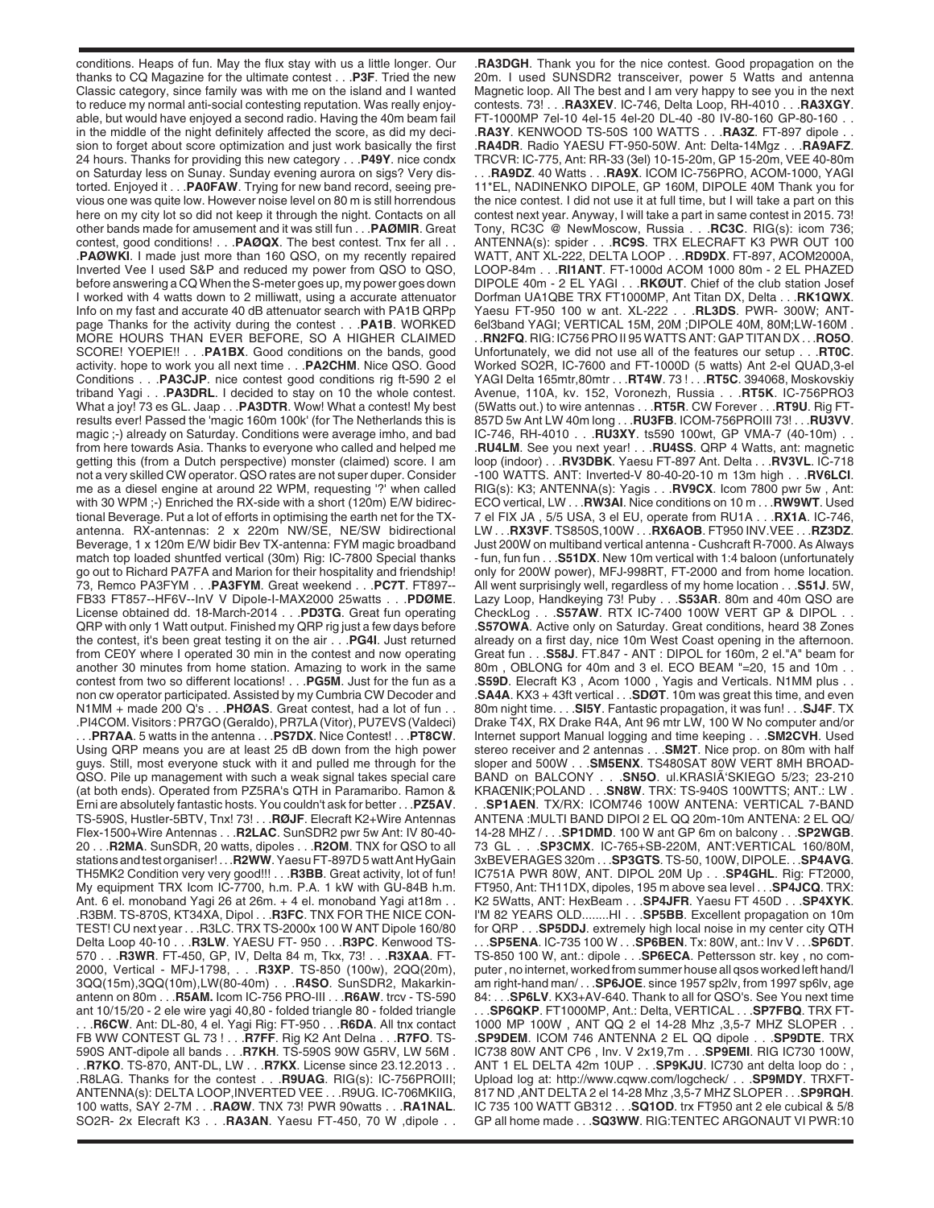conditions. Heaps of fun. May the flux stay with us a little longer. Our thanks to CQ Magazine for the ultimate contest . . . **P3F**. Tried the new Classic category, since family was with me on the island and I wanted to reduce my normal anti-social contesting reputation. Was really enjoyable, but would have enjoyed a second radio. Having the 40m beam fail in the middle of the night definitely affected the score, as did my decision to forget about score optimization and just work basically the first 24 hours. Thanks for providing this new category . . . **P49Y**. nice condx on Saturday less on Sunay. Sunday evening aurora on sigs? Very distorted. Enjoyed it . . . **PA0FAW**. Trying for new band record, seeing previous one was quite low. However noise level on 80 m is still horrendous here on my city lot so did not keep it through the night. Contacts on all other bands made for amusement and it was still fun . . . **PAØMIR**. Great contest, good conditions! . . . **PAØQX**. The best contest. Tnx fer all . . . **PAØWKI**. I made just more than 160 QSO, on my recently repaired Inverted Vee I used S&P and reduced my power from QSO to QSO, before answering a CQ When the S-meter goes up, my power goes down I worked with 4 watts down to 2 milliwatt, using a accurate attenuator Info on my fast and accurate 40 dB attenuator search with PA1B QRPp page Thanks for the activity during the contest . . . **PA1B**. WORKED MORE HOURS THAN EVER BEFORE, SO A HIGHER CLAIMED SCORE! YOEPIE!! . . . **PA1BX**. Good conditions on the bands, good activity. hope to work you all next time . . . **PA2CHM**. Nice QSO. Good Conditions . . . **PA3CJP**. nice contest good conditions rig ft-590 2 el triband Yagi . . . **PA3DRL**. I decided to stay on 10 the whole contest. What a joy! 73 es GL. Jaap . . . **PA3DTR**. Wow! What a contest! My best results ever! Passed the 'magic 160m 100k' (for The Netherlands this is magic ;-) already on Saturday. Conditions were average imho, and bad from here towards Asia. Thanks to everyone who called and helped me getting this (from a Dutch perspective) monster (claimed) score. I am not a very skilled CW operator. QSO rates are not super duper. Consider me as a diesel engine at around 22 WPM, requesting '?' when called with 30 WPM ;-) Enriched the RX-side with a short (120m) E/W bidirectional Beverage. Put a lot of efforts in optimising the earth net for the TX-antenna. RX-antennas: 2 x 220m NW/SE, NE/SW bidirectional Beverage, 1 x 120m E/W bidir Bev TX-antenna: FYM magic broadband match top loaded shuntfed vertical (30m) Rig: IC-7800 Special thanks go out to Richard PA7FA and Marion for their hospitality and friendship! 73, Remco PA3FYM . . . **PA3FYM**. Great weekend . . . **PC7T**. FT897--FB33 FT857--HF6V--InV V Dipole-I-MAX2000 25watts . . . **PDØME**. License obtained dd. 18-March-2014 . . . **PD3TG**. Great fun operating QRP with only 1 Watt output. Finished my QRP rig just a few days before the contest, it's been great testing it on the air . . . **PG4I**. Just returned from CE0Y where I operated 30 min in the contest and now operating another 30 minutes from home station. Amazing to work in the same contest from two so different locations! . . . **PG5M**. Just for the fun as a non cw operator participated. Assisted by my Cumbria CW Decoder and N1MM + made 200 Q's . . . **PHØAS**. Great contest, had a lot of fun . . . PI4COM. Visitors : PR7GO (Geraldo), PR7LA (Vitor), PU7EVS (Valdeci) . . . **PR7AA**. 5 watts in the antenna . . . **PS7DX**. Nice Contest! . . . **PT8CW**. Using QRP means you are at least 25 dB down from the high power guys. Still, most everyone stuck with it and pulled me through for the QSO. Pile up management with such a weak signal takes special care (at both ends). Operated from PZ5RA's QTH in Paramaribo. Ramon & Erni are absolutely fantastic hosts. You couldn't ask for better . . . **PZ5AV**. TS-590S, Hustler-5BTV, Tnx! 73! . . . **RØJF**. Elecraft K2+Wire Antennas Flex-1500+Wire Antennas . . . **R2LAC**. SunSDR2 pwr 5w Ant: IV 80-40-20 . . . **R2MA**. SunSDR, 20 watts, dipoles . . . **R2OM**. TNX for QSO to all stations and test organiser! . . . **R2WW**. Yaesu FT-897D 5 watt Ant HyGain TH5MK2 Condition very very good!!! . . . **R3BB**. Great activity, lot of fun! My equipment TRX Icom IC-7700, h.m. P.A. 1 kW with GU-84B h.m. Ant. 6 el. monoband Yagi 26 at 26m. + 4 el. monoband Yagi at18m . . . R3BM. TS-870S, KT34XA, Dipol . . . **R3FC**. TNX FOR THE NICE CONTEST! CU next year . . . R3LC. TRX TS-2000x 100 W ANT Dipole 160/80 Delta Loop 40-10 . . . **R3LW**. YAESU FT- 950 . . . **R3PC**. Kenwood TS-570 . . . **R3WR**. FT-450, GP, IV, Delta 84 m, Tkx, 73! . . . **R3XAA**. FT-2000, Vertical - MFJ-1798, . . . **R3XP**. TS-850 (100w), 2QQ(20m), 3QQ(15m),3QQ(10m),LW(80-40m) . . . **R4SO**. SunSDR2, Makarkin-antenn on 80m . . . **R5AM.** Icom IC-756 PRO-III . . . **R6AW**. trcv - TS-590 ant 10/15/20 - 2 ele wire yagi 40,80 - folded triangle 80 - folded triangle . . . **R6CW**. Ant: DL-80, 4 el. Yagi Rig: FT-950 . . . **R6DA**. All tnx contact FB WW CONTEST GL 73 ! . . . **R7FF**. Rig K2 Ant Delna . . . **R7FO**. TS-590S ANT-dipole all bands . . . **R7KH**. TS-590S 90W G5RV, LW 56M . . . **R7KO**. TS-870, ANT-DL, LW . . . **R7KX**. License since 23.12.2013 . . . R8LAG. Thanks for the contest . . . **R9UAG**. RIG(s): IC-756PROIII; ANTENNA(s): DELTA LOOP,INVERTED VEE . . . R9UG. IC-706MKIIG, 100 watts, SAY 2-7M . . . **RAØW**. TNX 73! PWR 90watts . . . **RA1NAL**. SO2R- 2x Elecraft K3 . . . **RA3AN**. Yaesu FT-450, 70 W ,dipole . . . **RA3DGH**. Thank you for the nice contest. Good propagation on the 20m. I used SUNSDR2 transceiver, power 5 Watts and antenna Magnetic loop. All The best and I am very happy to see you in the next contests. 73! . . . **RA3XEV**. IC-746, Delta Loop, RH-4010 . . . **RA3XGY**. FT-1000MP 7el-10 4el-15 4el-20 DL-40 -80 IV-80-160 GP-80-160 . . . **RA3Y**. KENWOOD TS-50S 100 WATTS . . . **RA3Z**. FT-897 dipole . . . **RA4DR**. Radio YAESU FT-950-50W. Ant: Delta-14Mgz . . . **RA9AFZ**. TRCVR: IC-775, Ant: RR-33 (3el) 10-15-20m, GP 15-20m, VEE 40-80m . . . **RA9DZ**. 40 Watts . . . **RA9X**. ICOM IC-756PRO, ACOM-1000, YAGI 11*EL, NADINENKO DIPOLE, GP 160M, DIPOLE 40M Thank you for the nice contest. I did not use it at full time, but I will take a part on this contest next year. Anyway, I will take a part in same contest in 2015. 73! Tony, RC3C @ NewMoscow, Russia . . . **RC3C**. RIG(s): icom 736; ANTENNA(s): spider . . . **RC9S**. TRX ELECRAFT K3 PWR OUT 100 WATT, ANT XL-222, DELTA LOOP . . . **RD9DX**. FT-897, ACOM2000A, LOOP-84m . . . **RI1ANT**. FT-1000d ACOM 1000 80m - 2 EL PHAZED DIPOLE 40m - 2 EL YAGI . . . **RKØUT**. Chief of the club station Josef Dorfman UA1QBE TRX FT1000MP, Ant Titan DX, Delta . . . **RK1QWX**. Yaesu FT-950 100 w ant. XL-222 . . . **RL3DS**. PWR- 300W; ANT-6el3band YAGI; VERTICAL 15M, 20M ;DIPOLE 40M, 80M;LW-160M . . . **RN2FQ**. RIG: IC756 PRO II 95 WATTS ANT: GAP TITAN DX . . . **RO5O**. Unfortunately, we did not use all of the features our setup . . . **RT0C**. Worked SO2R, IC-7600 and FT-1000D (5 watts) Ant 2-el QUAD,3-el YAGI Delta 165mtr,80mtr . . . **RT4W**. 73 ! . . . **RT5C**. 394068, Moskovskiy Avenue, 110A, kv. 152, Voronezh, Russia . . . **RT5K**. IC-756PRO3 (5Watts out.) to wire antennas . . . **RT5R**. CW Forever . . . **RT9U**. Rig FT-857D 5w Ant LW 40m long . . . **RU3FB**. ICOM-756PROIII 73! . . . **RU3VV**. IC-746, RH-4010 . . . **RU3XY**. ts590 100wt, GP VMA-7 (40-10m) . . . **RU4LM**. See you next year! . . . **RU4SS**. QRP 4 Watts, ant: magnetic loop (indoor) . . . **RV3DBK**. Yaesu FT-897 Ant. Delta . . . **RV3VL**. IC-718 -100 WATTS. ANT: Inverted-V 80-40-20-10 m 13m high . . . **RV6LCI**. RIG(s): K3; ANTENNA(s): Yagis . . . **RV9CX**. Icom 7800 pwr 5w , Ant: ECO vertical, LW . . . **RW3AI**. Nice conditions on 10 m . . . **RW9WT**. Used 7 el FIX JA , 5/5 USA, 3 el EU, operate from RU1A . . . **RX1A**. IC-746, LW . . . **RX3VF**. TS850S,100W . . . **RX6AOB**. FT950 INV.VEE . . . **RZ3DZ**. Just 200W on multiband vertical antenna - Cushcraft R-7000. As Always - fun, fun fun . . . **S51DX**. New 10m vertical with 1:4 baloon (unfortunately only for 200W power), MFJ-998RT, FT-2000 and from home location. All went surprisingly well, regardless of my home location . . . **S51J**. 5W, Lazy Loop, Handkeying 73! Puby . . . **S53AR**. 80m and 40m QSO are CheckLog . . . **S57AW**. RTX IC-7400 100W VERT GP & DIPOL . . . **S57OWA**. Active only on Saturday. Great conditions, heard 38 Zones already on a first day, nice 10m West Coast opening in the afternoon. Great fun . . . **S58J**. FT.847 - ANT : DIPOL for 160m, 2 el."A" beam for 80m , OBLONG for 40m and 3 el. ECO BEAM "=20, 15 and 10m . . . **S59D**. Elecraft K3 , Acom 1000 , Yagis and Verticals. N1MM plus . . . **SA4A**. KX3 + 43ft vertical . . . **SDØT**. 10m was great this time, and even 80m night time. . . . **SI5Y**. Fantastic propagation, it was fun! . . . **SJ4F**. TX Drake T4X, RX Drake R4A, Ant 96 mtr LW, 100 W No computer and/or Internet support Manual logging and time keeping . . . **SM2CVH**. Used stereo receiver and 2 antennas . . . **SM2T**. Nice prop. on 80m with half sloper and 500W . . . **SM5ENX**. TS480SAT 80W VERT 8MH BROAD-BAND on BALCONY . . . **SN5O**. ul.KRASIÃ'SKIEGO 5/23; 23-210 KRAŒNIK;POLAND . . . **SN8W**. TRX: TS-940S 100WTTS; ANT.: LW . . . **SP1AEN**. TX/RX: ICOM746 100W ANTENA: VERTICAL 7-BAND ANTENA :MULTI BAND DIPOl 2 EL QQ 20m-10m ANTENA: 2 EL QQ/ 14-28 MHZ / . . . **SP1DMD**. 100 W ant GP 6m on balcony . . . **SP2WGB**. 73 GL . . . **SP3CMX**. IC-765+SB-220M, ANT:VERTICAL 160/80M, 3xBEVERAGES 320m . . . **SP3GTS**. TS-50, 100W, DIPOLE. . . **SP4AVG**. IC751A PWR 80W, ANT. DIPOL 20M Up . . . **SP4GHL**. Rig: FT2000, FT950, Ant: TH11DX, dipoles, 195 m above sea level . . . **SP4JCQ**. TRX: K2 5Watts, ANT: HexBeam . . . **SP4JFR**. Yaesu FT 450D . . . **SP4XYK**. I'M 82 YEARS OLD........HI . . . **SP5BB**. Excellent propagation on 10m for QRP . . . **SP5DDJ**. extremely high local noise in my center city QTH . . . **SP5ENA**. IC-735 100 W . . . **SP6BEN**. Tx: 80W, ant.: Inv V . . . **SP6DT**. TS-850 100 W, ant.: dipole . . . **SP6ECA**. Pettersson str. key , no computer , no internet, worked from summer house all qsos worked left hand/I am right-hand man/ . . . **SP6JOE**. since 1957 sp2lv, from 1997 sp6lv, age 84: . . . **SP6LV**. KX3+AV-640. Thank to all for QSO's. See You next time . . . **SP6QKP**. FT1000MP, Ant.: Delta, VERTICAL . . . **SP7FBQ**. TRX FT-1000 MP 100W , ANT QQ 2 el 14-28 Mhz ,3,5-7 MHZ SLOPER . . . **SP9DEM**. ICOM 746 ANTENNA 2 EL QQ dipole . . . **SP9DTE**. TRX IC738 80W ANT CP6 , Inv. V 2x19,7m . . . **SP9EMI**. RIG IC730 100W, ANT 1 EL DELTA 42m 10UP . . . **SP9KJU**. IC730 ant delta loop do : , Upload log at: http://www.cqww.com/logcheck/ . . . **SP9MDY**. TRXFT-817 ND ,ANT DELTA 2 el 14-28 Mhz ,3,5-7 MHZ SLOPER . . . **SP9RQH**. IC 735 100 WATT GB312 . . . **SQ1OD**. trx FT950 ant 2 ele cubical & 5/8 GP all home made . . . **SQ3WW**. RIG:TENTEC ARGONAUT VI PWR:10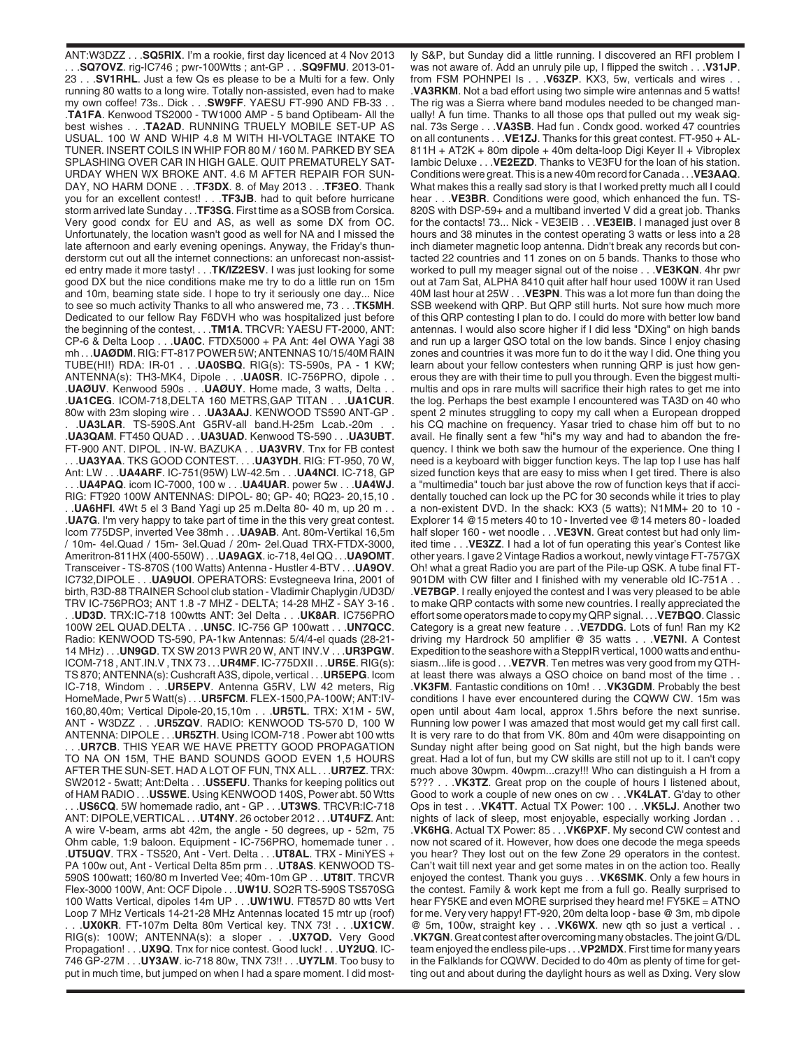ANT:W3DZZ . . .**SQ5RIX**. I'm a rookie, first day licenced at 4 Nov 2013 . . .**SQ7OVZ**. rig-IC746 ; pwr-100Wtts ; ant-GP . . .**SQ9FMU**. 2013-01-23 . . .**SV1RHL**. Just a few Qs es please to be a Multi for a few. Only running 80 watts to a long wire. Totally non-assisted, even had to make my own coffee! 73s.. Dick . . .**SW9FF**. YAESU FT-990 AND FB-33 . . .**TA1FA**. Kenwood TS2000 - TW1000 AMP - 5 band Optibeam- All the best wishes . . .**TA2AD**. RUNNING TRUELY MOBILE SET-UP AS USUAL. 100 W AND WHIP 4.8 M WITH HI-VOLTAGE INTAKE TO TUNER. INSERT COILS IN WHIP FOR 80 M / 160 M. PARKED BY SEA SPLASHING OVER CAR IN HIGH GALE. QUIT PREMATURELY SATURDAY WHEN WX BROKE ANT. 4.6 M AFTER REPAIR FOR SUNDAY, NO HARM DONE . . .**TF3DX**. 8. of May 2013 . . .**TF3EO**. Thank you for an excellent contest! . . .**TF3JB**. had to quit before hurricane storm arrived late Sunday . . .**TF3SG**. First time as a SOSB from Corsica. Very good condx for EU and AS, as well as some DX from OC. Unfortunately, the location wasn't good as well for NA and I missed the late afternoon and early evening openings. Anyway, the Friday's thunderstorm cut out all the internet connections: an unforecast non-assisted entry made it more tasty! . . .**TK/IZ2ESV**. I was just looking for some good DX but the nice conditions make me try to do a little run on 15m and 10m, beaming state side. I hope to try it seriously one day... Nice to see so much activity Thanks to all who answered me, 73 . . .**TK5MH**. Dedicated to our fellow Ray F6DVH who was hospitalized just before the beginning of the contest, . . .**TM1A**. TRCVR: YAESU FT-2000, ANT: CP-6 & Delta Loop . . .**UA0C**. FTDX5000 + PA Ant: 4el OWA Yagi 38 mh . . .**UAØDM**. RIG: FT-817 POWER 5W; ANTENNAS 10/15/40M RAIN TUBE(HI!) RDA: IR-01 . . .**UA0SBQ**. RIG(s): TS-590s, PA - 1 KW; ANTENNA(s): TH3-MK4, Dipole . . .**UA0SR**. IC-756PRO, dipole . . .**UAØUV**. Kenwood 590s . . .**UAØUY**. Home made, 3 watts, Delta . . .**UA1CEG**. ICOM-718,DELTA 160 METRS,GAP TITAN . . .**UA1CUR**. 80w with 23m sloping wire . . .**UA3AAJ**. KENWOOD TS590 ANT-GP . . .**UA3LAR**. TS-590S.Ant G5RV-all band.H-25m Lcab.-20m . . .**UA3QAM**. FT450 QUAD . . .**UA3UAD**. Kenwood TS-590 . . .**UA3UBT**. FT-900 ANT. DIPOL . IN-W. BAZUKA . . .**UA3VRV**. Tnx for FB contest . . .**UA3YAA**. TKS GOOD CONTEST. . . .**UA3YDH**. RIG: FT-950, 70 W, Ant: LW . . .**UA4ARF**. IC-751(95W) LW-42.5m . . .**UA4NCI**. IC-718, GP . . .**UA4PAQ**. icom IC-7000, 100 w . . .**UA4UAR**. power 5w . . .**UA4WJ**. RIG: FT920 100W ANTENNAS: DIPOL- 80; GP- 40; RQ23- 20,15,10 . . .**UA6HFI**. 4Wt 5 el 3 Band Yagi up 25 m.Delta 80- 40 m, up 20 m . . .**UA7G**. I'm very happy to take part of time in the this very great contest. Icom 775DSP, inverted Vee 38mh . . .**UA9AB**. Ant. 80m-Vertikal 16,5m / 10m- 4el.Quad / 15m- 3el.Quad / 20m- 2el.Quad TRX-FTDX-3000, Ameritron-811HX (400-550W) . . .**UA9AGX**. ic-718, 4el QQ . . .**UA9OMT**. Transceiver - TS-870S (100 Watts) Antenna - Hustler 4-BTV . . .**UA9OV**. IC732,DIPOLE . . .**UA9UOI**. OPERATORS: Evstegneeva Irina, 2001 of birth, R3D-88 TRAINER School club station - Vladimir Chaplygin /UD3D/ TRV IC-756PRO3; ANT 1.8 -7 MHZ - DELTA; 14-28 MHZ - SAY 3-16 . . .**UD3D**. TRX:IC-718 100wtts ANT: 3el Delta . . .**UK8AR**. IC756PRO 100W 2EL QUAD.DELTA . . .**UN5C**. IC-756 GP 100watt . . .**UN7QCC**. Radio: KENWOOD TS-590, PA-1kw Antennas: 5/4/4-el quads (28-21-14 MHz) . . .**UN9GD**. TX SW 2013 PWR 20 W, ANT INV.V . . .**UR3PGW**. ICOM-718 , ANT.IN.V , TNX 73 . . .**UR4MF**. IC-775DXII . . .**UR5E**. RIG(s): TS 870; ANTENNA(s): Cushcraft A3S, dipole, vertical . . .**UR5EPG**. Icom IC-718, Windom . . .**UR5EPV**. Antenna G5RV, LW 42 meters, Rig HomeMade, Pwr 5 Watt(s) . . .**UR5FCM**. FLEX-1500,PA-100W; ANT:IV-160,80,40m; Vertical Dipole-20,15,10m . . .**UR5TL**. TRX: X1M - 5W, ANT - W3DZZ . . .**UR5ZQV**. RADIO: KENWOOD TS-570 D, 100 W ANTENNA: DIPOLE . . .**UR5ZTH**. Using ICOM-718 . Power abt 100 wtts . . .**UR7CB**. THIS YEAR WE HAVE PRETTY GOOD PROPAGATION TO NA ON 15M, THE BAND SOUNDS GOOD EVEN 1,5 HOURS AFTER THE SUN-SET. HAD A LOT OF FUN, TNX ALL . . .**UR7EZ**. TRX: SW2012 - 5watt; Ant:Delta . . .**US5EFU**. Thanks for keeping politics out of HAM RADIO . . .**US5WE**. Using KENWOOD 140S, Power abt. 50 Wtts . . .**US6CQ**. 5W homemade radio, ant - GP . . .**UT3WS**. TRCVR:IC-718 ANT: DIPOLE,VERTICAL . . .**UT4NY**. 26 october 2012 . . .**UT4UFZ**. Ant: A wire V-beam, arms abt 42m, the angle - 50 degrees, up - 52m, 75 Ohm cable, 1:9 baloon. Equipment - IC-756PRO, homemade tuner . . .**UT5UQV**. TRX - TS520, Ant - Vert. Delta . . .**UT8AL**. TRX - MiniYES + PA 100w out, Ant - Vertical Delta 85m prm . . .**UT8AS**. KENWOOD TS-590S 100watt; 160/80 m Inverted Vee; 40m-10m GP . . .**UT8IT**. TRCVR Flex-3000 100W, Ant: OCF Dipole . . .**UW1U**. SO2R TS-590S TS570SG 100 Watts Vertical, dipoles 14m UP . . .**UW1WU**. FT857D 80 wtts Vert Loop 7 MHz Verticals 14-21-28 MHz Antennas located 15 mtr up (roof) . . .**UX0KR**. FT-107m Delta 80m Vertical key. TNX 73! . . .**UX1CW**. RIG(s): 100W; ANTENNA(s): a sloper . . .**UX7QD.** Very Good Propagation! . . .**UX9Q**. Tnx for nice contest. Good luck! . . .**UY2UQ**. IC-746 GP-27M . . .**UY3AW**. ic-718 80w, TNX 73!! . . .**UY7LM**. Too busy to put in much time, but jumped on when I had a spare moment. I did mostly S&P, but Sunday did a little running. I discovered an RFI problem I was not aware of. Add an unruly pile up, I flipped the switch . . .**V31JP**. from FSM POHNPEI Is . . .**V63ZP**. KX3, 5w, verticals and wires . . .**VA3RKM**. Not a bad effort using two simple wire antennas and 5 watts! The rig was a Sierra where band modules needed to be changed manually! A fun time. Thanks to all those ops that pulled out my weak signal. 73s Serge . . .**VA3SB**. Had fun . Condx good. worked 47 countries on all contunents . . .**VE1ZJ**. Thanks for this great contest. FT-950 + AL-811H + AT2K + 80m dipole + 40m delta-loop Digi Keyer II + Vibroplex Iambic Deluxe . . .**VE2EZD**. Thanks to VE3FU for the loan of his station. Conditions were great. This is a new 40m record for Canada . . .**VE3AAQ**. What makes this a really sad story is that I worked pretty much all I could hear . . .**VE3BR**. Conditions were good, which enhanced the fun. TS-820S with DSP-59+ and a multiband inverted V did a great job. Thanks for the contacts! 73... Nick - VE3EIB . . .**VE3EIB**. I managed just over 8 hours and 38 minutes in the contest operating 3 watts or less into a 28 inch diameter magnetic loop antenna. Didn't break any records but contacted 22 countries and 11 zones on on 5 bands. Thanks to those who worked to pull my meager signal out of the noise . . .**VE3KQN**. 4hr pwr out at 7am Sat, ALPHA 8410 quit after half hour used 100W it ran Used 40M last hour at 25W . . .**VE3PN**. This was a lot more fun than doing the SSB weekend with QRP. But QRP still hurts. Not sure how much more of this QRP contesting I plan to do. I could do more with better low band antennas. I would also score higher if I did less "DXing" on high bands and run up a larger QSO total on the low bands. Since I enjoy chasing zones and countries it was more fun to do it the way I did. One thing you learn about your fellow contesters when running QRP is just how generous they are with their time to pull you through. Even the biggest multi-multis and ops in rare mults will sacrifice their high rates to get me into the log. Perhaps the best example I encountered was TA3D on 40 who spent 2 minutes struggling to copy my call when a European dropped his CQ machine on frequency. Yasar tried to chase him off but to no avail. He finally sent a few "hi"s my way and had to abandon the frequency. I think we both saw the humour of the experience. One thing I need is a keyboard with bigger function keys. The lap top I use has half sized function keys that are easy to miss when I get tired. There is also a "multimedia" touch bar just above the row of function keys that if accidentally touched can lock up the PC for 30 seconds while it tries to play a non-existent DVD. In the shack: KX3 (5 watts); N1MM+ 20 to 10 - Explorer 14 @15 meters 40 to 10 - Inverted vee @14 meters 80 - loaded half sloper 160 - wet noodle . . .**VE3VN**. Great contest but had only limited time . . .**VE3ZZ**. I had a lot of fun operating this year's Contest like other years. I gave 2 Vintage Radios a workout, newly vintage FT-757GX Oh! what a great Radio you are part of the Pile-up QSK. A tube final FT-901DM with CW filter and I finished with my venerable old IC-751A . . .**VE7BGP**. I really enjoyed the contest and I was very pleased to be able to make QRP contacts with some new countries. I really appreciated the effort some operators made to copy my QRP signal. . . .**VE7BQO**. Classic Category is a great new feature . . .**VE7DDG**. Lots of fun! Ran my K2 driving my Hardrock 50 amplifier @ 35 watts . . .**VE7NI**. A Contest Expedition to the seashore with a SteppIR vertical, 1000 watts and enthusiasm...life is good . . .**VE7VR**. Ten metres was very good from my QTH-at least there was always a QSO choice on band most of the time . . .**VK3FM**. Fantastic conditions on 10m! . . .**VK3GDM**. Probably the best conditions I have ever encountered during the CQWW CW. 15m was open until about 4am local, approx 1.5hrs before the next sunrise. Running low power I was amazed that most would get my call first call. It is very rare to do that from VK. 80m and 40m were disappointing on Sunday night after being good on Sat night, but the high bands were great. Had a lot of fun, but my CW skills are still not up to it. I can't copy much above 30wpm. 40wpm...crazy!!! Who can distinguish a H from a 5??? . . .**VK3TZ**. Great prop on the couple of hours I listened about, Good to work a couple of new ones on cw . . .**VK4LAT**. G'day to other Ops in test . . .**VK4TT**. Actual TX Power: 100 . . .**VK5LJ**. Another two nights of lack of sleep, most enjoyable, especially working Jordan . . .**VK6HG**. Actual TX Power: 85 . . .**VK6PXF**. My second CW contest and now not scared of it. However, how does one decode the mega speeds you hear? They lost out on the few Zone 29 operators in the contest. Can't wait till next year and get some mates in on the action too. Really enjoyed the contest. Thank you guys . . .**VK6SMK**. Only a few hours in the contest. Family & work kept me from a full go. Really surprised to hear FY5KE and even MORE surprised they heard me! FY5KE = ATNO for me. Very very happy! FT-920, 20m delta loop - base @ 3m, mb dipole @ 5m, 100w, straight key . . .**VK6WX**. new qth so just a vertical . . .**VK7GN**. Great contest after overcoming many obstacles. The joint G/DL team enjoyed the endless pile-ups . . .**VP2MDX**. First time for many years in the Falklands for CQWW. Decided to do 40m as plenty of time for getting out and about during the daylight hours as well as Dxing. Very slow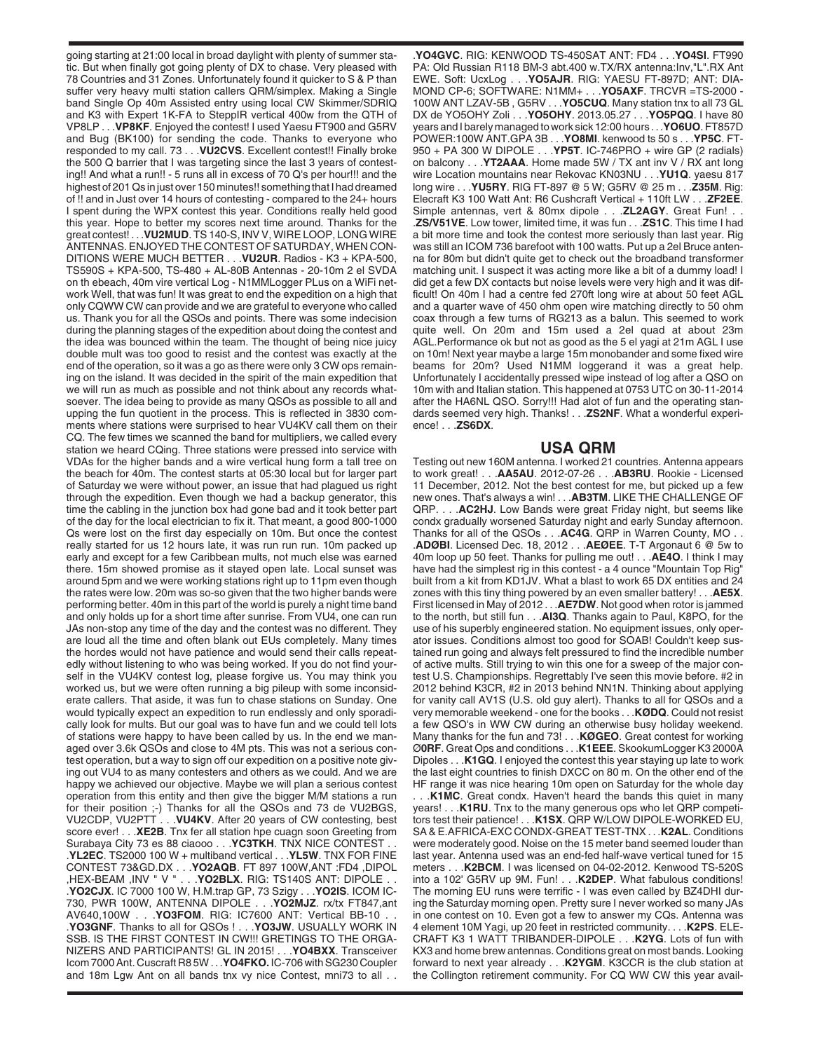going starting at 21:00 local in broad daylight with plenty of summer static. But when finally got going plenty of DX to chase. Very pleased with 78 Countries and 31 Zones. Unfortunately found it quicker to S & P than suffer very heavy multi station callers QRM/simplex. Making a Single band Single Op 40m Assisted entry using local CW Skimmer/SDRIQ and K3 with Expert 1K-FA to SteppIR vertical 400w from the QTH of VP8LP . . .**VP8KF**. Enjoyed the contest! I used Yaesu FT900 and G5RV and Bug (BK100) for sending the code. Thanks to everyone who responded to my call. 73 . . .**VU2CVS**. Excellent contest!! Finally broke the 500 Q barrier that I was targeting since the last 3 years of contesting!! And what a run!! - 5 runs all in excess of 70 Q's per hour!!! and the highest of 201 Qs in just over 150 minutes!! something that I had dreamed of !! and in Just over 14 hours of contesting - compared to the 24+ hours I spent during the WPX contest this year. Conditions really held good this year. Hope to better my scores next time around. Thanks for the great contest! . . .**VU2MUD**. TS 140-S, INV V, WIRE LOOP, LONG WIRE ANTENNAS. ENJOYED THE CONTEST OF SATURDAY, WHEN CONDITIONS WERE MUCH BETTER . . .**VU2UR**. Radios - K3 + KPA-500, TS590S + KPA-500, TS-480 + AL-80B Antennas - 20-10m 2 el SVDA on th ebeach, 40m vire vertical Log - N1MMLogger PLus on a WiFi network Well, that was fun! It was great to end the expedition on a high that only CQWW CW can provide and we are grateful to everyone who called us. Thank you for all the QSOs and points. There was some indecision during the planning stages of the expedition about doing the contest and the idea was bounced within the team. The thought of being nice juicy double mult was too good to resist and the contest was exactly at the end of the operation, so it was a go as there were only 3 CW ops remaining on the island. It was decided in the spirit of the main expedition that we will run as much as possible and not think about any records whatsoever. The idea being to provide as many QSOs as possible to all and upping the fun quotient in the process. This is reflected in 3830 comments where stations were surprised to hear VU4KV call them on their CQ. The few times we scanned the band for multipliers, we called every station we heard CQing. Three stations were pressed into service with VDAs for the higher bands and a wire vertical hung form a tall tree on the beach for 40m. The contest starts at 05:30 local but for larger part of Saturday we were without power, an issue that had plagued us right through the expedition. Even though we had a backup generator, this time the cabling in the junction box had gone bad and it took better part of the day for the local electrician to fix it. That meant, a good 800-1000 Qs were lost on the first day especially on 10m. But once the contest really started for us 12 hours late, it was run run run. 10m packed up early and except for a few Caribbean mults, not much else was earned there. 15m showed promise as it stayed open late. Local sunset was around 5pm and we were working stations right up to 11pm even though the rates were low. 20m was so-so given that the two higher bands were performing better. 40m in this part of the world is purely a night time band and only holds up for a short time after sunrise. From VU4, one can run JAs non-stop any time of the day and the contest was no different. They are loud all the time and often blank out EUs completely. Many times the hordes would not have patience and would send their calls repeatedly without listening to who was being worked. If you do not find yourself in the VU4KV contest log, please forgive us. You may think you worked us, but we were often running a big pileup with some inconsiderate callers. That aside, it was fun to chase stations on Sunday. One would typically expect an expedition to run endlessly and only sporadically look for mults. But our goal was to have fun and we could tell lots of stations were happy to have been called by us. In the end we managed over 3.6k QSOs and close to 4M pts. This was not a serious contest operation, but a way to sign off our expedition on a positive note giving out VU4 to as many contesters and others as we could. And we are happy we achieved our objective. Maybe we will plan a serious contest operation from this entity and then give the bigger M/M stations a run for their position ;-) Thanks for all the QSOs and 73 de VU2BGS, VU2CDP, VU2PTT . . .**VU4KV**. After 20 years of CW contesting, best score ever! . . .**XE2B**. Tnx fer all station hpe cuagn soon Greeting from Surabaya City 73 es 88 ciaooo . . .**YC3TKH**. TNX NICE CONTEST . . .**YL2EC**. TS2000 100 W + multiband vertical . . .**YL5W**. TNX FOR FINE CONTEST 73&GD.DX . . .**YO2AQB**. FT 897 100W,ANT :FD4 ,DIPOL ,HEX-BEAM ,INV " V " . . .**YO2BLX**. RIG: TS140S ANT: DIPOLE . . .**YO2CJX**. IC 7000 100 W, H.M.trap GP, 73 Szigy . . .**YO2IS**. ICOM IC-730, PWR 100W, ANTENNA DIPOLE . . .**YO2MJZ**. rx/tx FT847,ant AV640,100W . . .**YO3FOM**. RIG: IC7600 ANT: Vertical BB-10 . . .**YO3GNF**. Thanks to all for QSOs ! . . .**YO3JW**. USUALLY WORK IN SSB. IS THE FIRST CONTEST IN CW!!! GRETINGS TO THE ORGANIZERS AND PARTICIPANTS! GL IN 2015! . . .**YO4BXX**. Transceiver Icom 7000 Ant. Cuscraft R8 5W . . .**YO4FKO.** IC-706 with SG230 Coupler and 18m Lgw Ant on all bands tnx vy nice Contest, mni73 to all . . .**YO4GVC**. RIG: KENWOOD TS-450SAT ANT: FD4 . . .**YO4SI**. FT990 PA: Old Russian R118 BM-3 abt.400 w.TX/RX antenna:Inv,"L".RX Ant EWE. Soft: UcxLog . . .**YO5AJR**. RIG: YAESU FT-897D; ANT: DIAMOND CP-6; SOFTWARE: N1MM+ . . .**YO5AXF**. TRCVR =TS-2000 - 100W ANT LZAV-5B , G5RV . . .**YO5CUQ**. Many station tnx to all 73 GL DX de YO5OHY Zoli . . .**YO5OHY**. 2013.05.27 . . .**YO5PQQ**. I have 80 years and I barely managed to work sick 12:00 hours . . .**YO6UO**. FT857D POWER:100W ANT.GPA 3B . . .**YO8MI**. kenwood ts 50 s . . .**YP5C**. FT-950 + PA 300 W DIPOLE . . .**YP5T**. IC-746PRO + wire GP (2 radials) on balcony . . .**YT2AAA**. Home made 5W / TX ant inv V / RX ant long wire Location mountains near Rekovac KN03NU . . .**YU1Q**. yaesu 817 long wire . . .**YU5RY**. RIG FT-897 @ 5 W; G5RV @ 25 m . . .**Z35M**. Rig: Elecraft K3 100 Watt Ant: R6 Cushcraft Vertical + 110ft LW . . .**ZF2EE**. Simple antennas, vert & 80mx dipole . . .**ZL2AGY**. Great Fun! . . .**ZS/V51VE**. Low tower, limited time, it was fun . . .**ZS1C**. This time I had a bit more time and took the contest more seriously than last year. Rig was still an ICOM 736 barefoot with 100 watts. Put up a 2el Bruce antenna for 80m but didn't quite get to check out the broadband transformer matching unit. I suspect it was acting more like a bit of a dummy load! I did get a few DX contacts but noise levels were very high and it was difficult! On 40m I had a centre fed 270ft long wire at about 50 feet AGL and a quarter wave of 450 ohm open wire matching directly to 50 ohm coax through a few turns of RG213 as a balun. This seemed to work quite well. On 20m and 15m used a 2el quad at about 23m AGL.Performance ok but not as good as the 5 el yagi at 21m AGL I use on 10m! Next year maybe a large 15m monobander and some fixed wire beams for 20m? Used N1MM loggerand it was a great help. Unfortunately I accidentally pressed wipe instead of log after a QSO on 10m with and Italian station. This happened at 0753 UTC on 30-11-2014 after the HA6NL QSO. Sorry!!! Had alot of fun and the operating standards seemed very high. Thanks! . . .**ZS2NF**. What a wonderful experience! . . .**ZS6DX**.

## USA QRM

Testing out new 160M antenna. I worked 21 countries. Antenna appears to work great! . . .**AA5AU**. 2012-07-26 . . .**AB3RU**. Rookie - Licensed 11 December, 2012. Not the best contest for me, but picked up a few new ones. That's always a win! . . .**AB3TM**. LIKE THE CHALLENGE OF QRP. . . .**AC2HJ**. Low Bands were great Friday night, but seems like condx gradually worsened Saturday night and early Sunday afternoon. Thanks for all of the QSOs . . .**AC4G**. QRP in Warren County, MO . . .**ADØBI**. Licensed Dec. 18, 2012 . . .**AEØEE**. T-T Argonaut 6 @ 5w to 40m loop up 50 feet. Thanks for pulling me out! . . .**AE4O**. I think I may have had the simplest rig in this contest - a 4 ounce "Mountain Top Rig" built from a kit from KD1JV. What a blast to work 65 DX entities and 24 zones with this tiny thing powered by an even smaller battery! . . .**AE5X**. First licensed in May of 2012 . . .**AE7DW**. Not good when rotor is jammed to the north, but still fun . . .**AI3Q**. Thanks again to Paul, K8PO, for the use of his superbly engineered station. No equipment issues, only operator issues. Conditions almost too good for SOAB! Couldn't keep sustained run going and always felt pressured to find the incredible number of active mults. Still trying to win this one for a sweep of the major contest U.S. Championships. Regrettably I've seen this movie before. #2 in 2012 behind K3CR, #2 in 2013 behind NN1N. Thinking about applying for vanity call AV1S (U.S. old guy alert). Thanks to all for QSOs and a very memorable weekend - one for the books . . .**KØDQ**. Could not resist a few QSO's in WW CW during an otherwise busy holiday weekend. Many thanks for the fun and 73! . . .**KØGEO**. Great contest for working Ø**0RF**. Great Ops and conditions . . .**K1EEE**. SkookumLogger K3 2000A Dipoles . . .**K1GQ**. I enjoyed the contest this year staying up late to work the last eight countries to finish DXCC on 80 m. On the other end of the HF range it was nice hearing 10m open on Saturday for the whole day . . .**K1MC**. Great condx. Haven't heard the bands this quiet in many years! . . .**K1RU**. Tnx to the many generous ops who let QRP competitors test their patience! . . .**K1SX**. QRP W/LOW DIPOLE-WORKED EU, SA & E.AFRICA-EXC CONDX-GREAT TEST-TNX . . .**K2AL**. Conditions were moderately good. Noise on the 15 meter band seemed louder than last year. Antenna used was an end-fed half-wave vertical tuned for 15 meters . . .**K2BCM**. I was licensed on 04-02-2012. Kenwood TS-520S into a 102' G5RV up 9M. Fun! . . .**K2DEP**. What fabulous conditions! The morning EU runs were terrific - I was even called by BZ4DHI during the Saturday morning open. Pretty sure I never worked so many JAs in one contest on 10. Even got a few to answer my CQs. Antenna was 4 element 10M Yagi, up 20 feet in restricted community. . . .**K2PS**. ELECRAFT K3 1 WATT TRIBANDER-DIPOLE . . .**K2YG**. Lots of fun with KX3 and home brew antennas. Conditions great on most bands. Looking forward to next year already . . .**K2YGM**. K3CCR is the club station at the Collington retirement community. For CQ WW CW this year avail-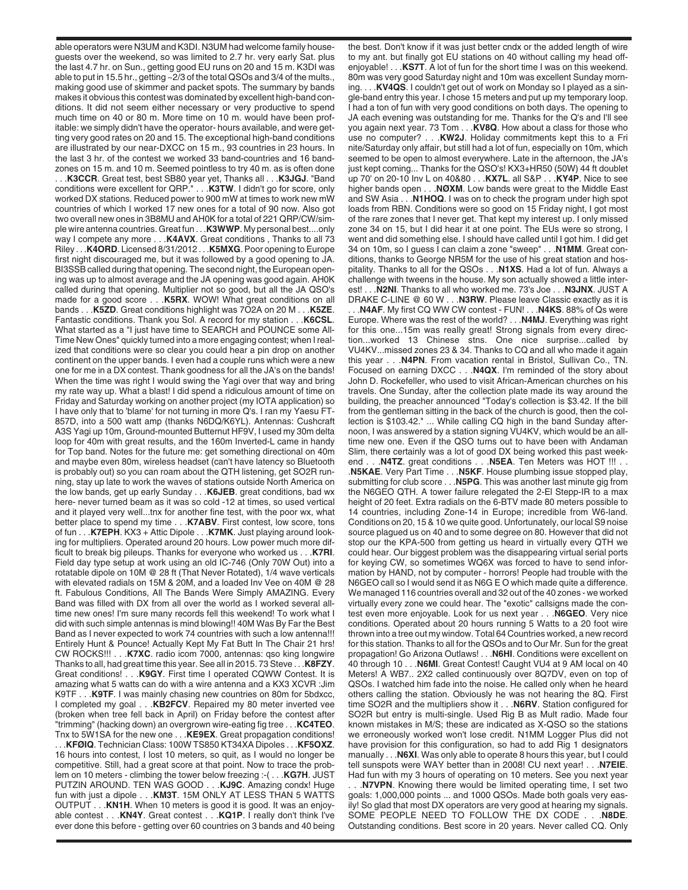able operators were N3UM and K3DI. N3UM had welcome family houseguests over the weekend, so was limited to 2.7 hr. very early Sat. plus the last 4.7 hr. on Sun., getting good EU runs on 20 and 15 m. K3DI was able to put in 15.5 hr., getting ~2/3 of the total QSOs and 3/4 of the mults., making good use of skimmer and packet spots. The summary by bands makes it obvious this contest was dominated by excellent high-band conditions. It did not seem either necessary or very productive to spend much time on 40 or 80 m. More time on 10 m. would have been profitable: we simply didn't have the operator- hours available, and were getting very good rates on 20 and 15. The exceptional high-band conditions are illustrated by our near-DXCC on 15 m., 93 countries in 23 hours. In the last 3 hr. of the contest we worked 33 band-countries and 16 bandzones on 15 m. and 10 m. Seemed pointless to try 40 m. as is often done . . .**K3CCR**. Great test, best SB80 year yet, Thanks all . . .**K3JGJ**. "Band conditions were excellent for QRP." . . .**K3TW**. I didn't go for score, only worked DX stations. Reduced power to 900 mW at times to work new mW countries of which I worked 17 new ones for a total of 90 now. Also got two overall new ones in 3B8MU and AH0K for a total of 221 QRP/CW/simple wire antenna countries. Great fun . . .**K3WWP**. My personal best....only way I compete any more . . .**K4AVX**. Great conditions , Thanks to all 73 Riley . . .**K4ORD**. Licensed 8/31/2012 . . .**K5MXG**. Poor opening to Europe first night discouraged me, but it was followed by a good opening to JA. BI3SSB called during that opening. The second night, the European opening was up to almost average and the JA opening was good again. AH0K called during that opening. Multiplier not so good, but all the JA QSO's made for a good score . . .**K5RX**. WOW! What great conditions on all bands . . .**K5ZD**. Great conditions highlight was 7O2A on 20 M . . .**K5ZE**. Fantastic conditions. Thank you Sol. A record for my station . . .**K6CSL**. What started as a "I just have time to SEARCH and POUNCE some All-Time New Ones" quickly turned into a more engaging contest; when I realized that conditions were so clear you could hear a pin drop on another continent on the upper bands. I even had a couple runs which were a new one for me in a DX contest. Thank goodness for all the JA's on the bands! When the time was right I would swing the Yagi over that way and bring my rate way up. What a blast! I did spend a ridiculous amount of time on Friday and Saturday working on another project (my IOTA application) so I have only that to 'blame' for not turning in more Q's. I ran my Yaesu FT-857D, into a 500 watt amp (thanks N6DQ/K6YL). Antennas: Cushcraft A3S Yagi up 10m, Ground-mounted Butternut HF9V, I used my 30m delta loop for 40m with great results, and the 160m Inverted-L came in handy for Top band. Notes for the future me: get something directional on 40m and maybe even 80m, wireless headset (can't have latency so Bluetooth is probably out) so you can roam about the QTH listening, get SO2R running, stay up late to work the waves of stations outside North America on the low bands, get up early Sunday . . .**K6JEB**. great conditions, bad wx here- never turned beam as it was so cold -12 at times, so used vertical and it played very well...tnx for another fine test, with the poor wx, what better place to spend my time . . .**K7ABV**. First contest, low score, tons of fun . . .**K7EPH**. KX3 + Attic Dipole . . .**K7MK**. Just playing around looking for multipliers. Operated around 20 hours. Low power much more difficult to break big pileups. Thanks for everyone who worked us . . .**K7RI**. Field day type setup at work using an old IC-746 (Only 70W Out) into a rotatable dipole on 10M @ 28 ft (That Never Rotated), 1/4 wave verticals with elevated radials on 15M & 20M, and a loaded Inv Vee on 40M @ 28 ft. Fabulous Conditions, All The Bands Were Simply AMAZING. Every Band was filled with DX from all over the world as I worked several all-time new ones! I'm sure many records fell this weekend! To work what I did with such simple antennas is mind blowing!! 40M Was By Far the Best Band as I never expected to work 74 countries with such a low antenna!!! Entirely Hunt & Pounce! Actually Kept My Fat Butt In The Chair 21 hrs! CW ROCKS!!! . . .**K7XC**. radio icom 7000, antennas: qso king longwire Thanks to all, had great time this year. See all in 2015. 73 Steve . . .**K8FZY**. Great conditions! . . .**K9GY**. First time I operated CQWW Contest. It is amazing what 5 watts can do with a wire antenna and a KX3 XCVR :Jim K9TF . . .**K9TF**. I was mainly chasing new countries on 80m for 5bdxcc, I completed my goal . . .**KB2FCV**. Repaired my 80 meter inverted vee (broken when tree fell back in April) on Friday before the contest after "trimming" (hacking down) an overgrown wire-eating fig tree . . .**KC4TEO**. Tnx to 5W1SA for the new one . . .**KE9EX**. Great propagation conditions! . . .**KFØIQ**. Technician Class: 100W TS850 KT34XA Dipoles . . .**KF5OXZ**. 16 hours into contest, I lost 10 meters, so quit, as I would no longer be competitive. Still, had a great score at that point. Now to trace the problem on 10 meters - climbing the tower below freezing :-( . . .**KG7H**. JUST PUTZIN AROUND. TEN WAS GOOD . . .**KJ9C**. Amazing condx! Huge fun with just a dipole . . .**KM3T**. 15M ONLY AT LESS THAN 5 WATTS OUTPUT . . .**KN1H**. When 10 meters is good it is good. It was an enjoyable contest . . .**KN4Y**. Great contest . . .**KQ1P**. I really don't think I've ever done this before - getting over 60 countries on 3 bands and 40 being the best. Don't know if it was just better cndx or the added length of wire to my ant. but finally got EU stations on 40 without calling my head off-enjoyable! . . .**KS7T**. A lot of fun for the short time I was on this weekend. 80m was very good Saturday night and 10m was excellent Sunday morning. . . .**KV4QS**. I couldn't get out of work on Monday so I played as a single-band entry this year. I chose 15 meters and put up my temporary loop. I had a ton of fun with very good conditions on both days. The opening to JA each evening was outstanding for me. Thanks for the Q's and I'll see you again next year. 73 Tom . . .**KV8Q**. How about a class for those who use no computer? . . .**KW2J**. Holiday commitments kept this to a Fri nite/Saturday only affair, but still had a lot of fun, especially on 10m, which seemed to be open to almost everywhere. Late in the afternoon, the JA's just kept coming... Thanks for the QSO's! KX3+HR50 (50W) 44 ft doublet up 70' on 20-10 Inv L on 40&80 . . .**KX7L**. all S&P . . .**KY4P**. Nice to see higher bands open . . .**NØXM**. Low bands were great to the Middle East and SW Asia . . .**N1HOQ**. I was on to check the program under high spot loads from RBN. Conditions were so good on 15 Friday night, I got most of the rare zones that I never get. That kept my interest up. I only missed zone 34 on 15, but I did hear it at one point. The EUs were so strong, I went and did something else. I should have called until I got him. I did get 34 on 10m, so I guess I can claim a zone "sweep" . . .**N1MM**. Great conditions, thanks to George NR5M for the use of his great station and hospitality. Thanks to all for the QSOs . . .**N1XS**. Had a lot of fun. Always a challenge with tweens in the house. My son actually showed a little interest! . . .**N2NI**. Thanks to all who worked me. 73's Joe . . .**N3JNX**. JUST A DRAKE C-LINE @ 60 W . . .**N3RW**. Please leave Classic exactly as it is . . .**N4AF**. My first CQ WW CW contest - FUN! . . .**N4KS**. 88% of Qs were Europe. Where was the rest of the world? . . .**N4MJ**. Everything was right for this one...15m was really great! Strong signals from every direction...worked 13 Chinese stns. One nice surprise...called by VU4KV...missed zones 23 & 34. Thanks to CQ and all who made it again this year . . .**N4PN**. From vacation rental in Bristol, Sullivan Co., TN. Focused on earning DXCC . . .**N4QX**. I'm reminded of the story about John D. Rockefeller, who used to visit African-American churches on his travels. One Sunday, after the collection plate made its way around the building, the preacher announced "Today's collection is $3.42. If the bill from the gentleman sitting in the back of the church is good, then the collection is $103.42." ... While calling CQ high in the band Sunday afternoon, I was answered by a station signing VU4KV, which would be an all-time new one. Even if the QSO turns out to have been with Andaman Slim, there certainly was a lot of good DX being worked this past weekend . . .**N4TZ**. great conditions . . .**N5EA**. Ten Meters was HOT !!! . . .**N5KAE**. Very Part Time . . .**N5KF**. House plumbing issue stopped play, submitting for club score . . .**N5PG**. This was another last minute gig from the N6GEO QTH. A tower failure relegated the 2-El Stepp-IR to a max height of 20 feet. Extra radials on the 6-BTV made 80 meters possible to 14 countries, including Zone-14 in Europe; incredible from W6-land. Conditions on 20, 15 & 10 we quite good. Unfortunately, our local S9 noise source plagued us on 40 and to some degree on 80. However that did not stop our KPA-500 from getting us heard in virtually every QTH we could hear. Our biggest problem was the disappearing virtual serial ports for keying CW, so sometimes WQ6X was forced to have to send information by HAND, not by computer - horrors! People had trouble with the N6GEO call so I would send it as N6G E O which made quite a difference. We managed 116 countries overall and 32 out of the 40 zones - we worked virtually every zone we could hear. The "exotic" callsigns made the contest even more enjoyable. Look for us next year . . .**N6GEO**. Very nice conditions. Operated about 20 hours running 5 Watts to a 20 foot wire thrown into a tree out my window. Total 64 Countries worked, a new record for this station. Thanks to all for the QSOs and to Our Mr. Sun for the great propagation! Go Arizona Outlaws! . . .**N6HI**. Conditions were excellent on 40 through 10 . . .**N6MI**. Great Contest! Caught VU4 at 9 AM local on 40 Meters! A WB7.. 2X2 called continuously over 8Q7DV, even on top of QSOs. I watched him fade into the noise. He called only when he heard others calling the station. Obviously he was not hearing the 8Q. First time SO2R and the multipliers show it . . .**N6RV**. Station configured for SO2R but entry is multi-single. Used Rig B as Mult radio. Made four known mistakes in M/S; these are indicated as X-QSO so the stations we erroneously worked won't lose credit. N1MM Logger Plus did not have provision for this configuration, so had to add Rig 1 designators manually . . .**N6XI**. Was only able to operate 8 hours this year, but I could tell sunspots were WAY better than in 2008! CU next year! . . .**N7EIE**. Had fun with my 3 hours of operating on 10 meters. See you next year . . .**N7VPN**. Knowing there would be limited operating time, I set two goals: 1,000,000 points ... and 1000 QSOs. Made both goals very easily! So glad that most DX operators are very good at hearing my signals. SOME PEOPLE NEED TO FOLLOW THE DX CODE . . .**N8DE**. Outstanding conditions. Best score in 20 years. Never called CQ. Only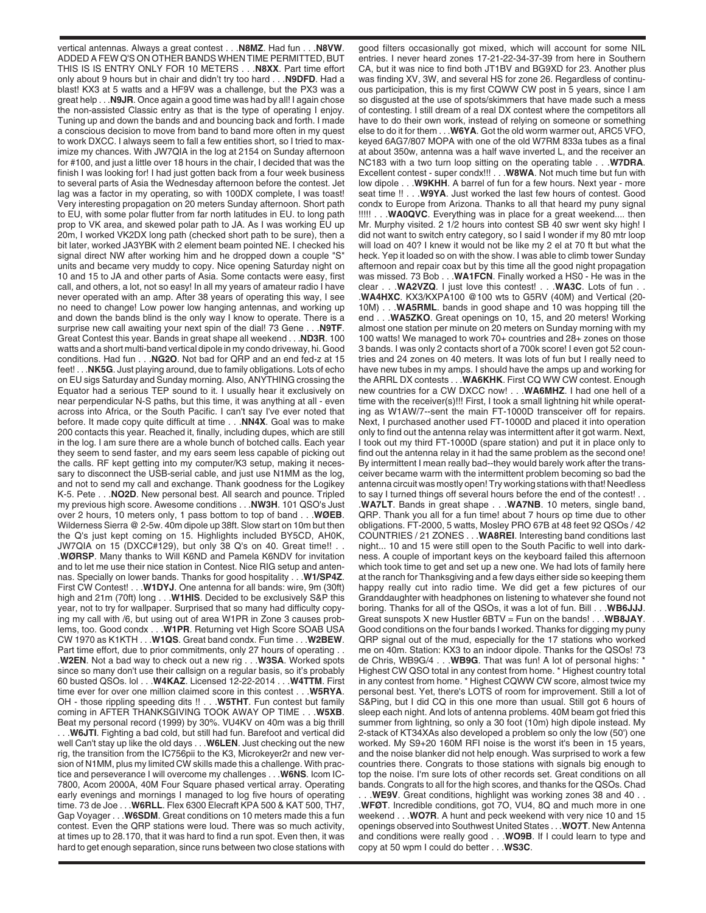vertical antennas. Always a great contest . . .**N8MZ**. Had fun . . .**N8VW**. ADDED A FEW Q'S ON OTHER BANDS WHEN TIME PERMITTED, BUT THIS IS IS ENTRY ONLY FOR 10 METERS . . .**N8XX**. Part time effort only about 9 hours but in chair and didn't try too hard . . .**N9DFD**. Had a blast! KX3 at 5 watts and a HF9V was a challenge, but the PX3 was a great help . . .**N9JR**. Once again a good time was had by all! I again chose the non-assisted Classic entry as that is the type of operating I enjoy. Tuning up and down the bands and and bouncing back and forth. I made a conscious decision to move from band to band more often in my quest to work DXCC. I always seem to fall a few entities short, so I tried to maximize my chances. With JW7QIA in the log at 2154 on Sunday afternoon for #100, and just a little over 18 hours in the chair, I decided that was the finish I was looking for! I had just gotten back from a four week business to several parts of Asia the Wednesday afternoon before the contest. Jet lag was a factor in my operating, so with 100DX complete, I was toast! Very interesting propagation on 20 meters Sunday afternoon. Short path to EU, with some polar flutter from far north latitudes in EU. to long path prop to VK area, and skewed polar path to JA. As I was working EU up 20m, I worked VK2DX long path (checked short path to be sure), then a bit later, worked JA3YBK with 2 element beam pointed NE. I checked his signal direct NW after working him and he dropped down a couple "S" units and became very muddy to copy. Nice opening Saturday night on 10 and 15 to JA and other parts of Asia. Some contacts were easy, first call, and others, a lot, not so easy! In all my years of amateur radio I have never operated with an amp. After 38 years of operating this way, I see no need to change! Low power low hanging antennas, and working up and down the bands blind is the only way I know to operate. There is a surprise new call awaiting your next spin of the dial! 73 Gene . . .**N9TF**. Great Contest this year. Bands in great shape all weekend . . .**ND3R**. 100 watts and a short multi-band vertical dipole in my condo driveway, hi. Good conditions. Had fun . . .**NG2O**. Not bad for QRP and an end fed-z at 15 feet! . . .**NK5G**. Just playing around, due to family obligations. Lots of echo on EU sigs Saturday and Sunday morning. Also, ANYTHING crossing the Equator had a serious TEP sound to it. I usually hear it exclusively on near perpendicular N-S paths, but this time, it was anything at all - even across into Africa, or the South Pacific. I can't say I've ever noted that before. It made copy quite difficult at time . . .**NN4X**. Goal was to make 200 contacts this year. Reached it, finally, including dupes, which are still in the log. I am sure there are a whole bunch of botched calls. Each year they seem to send faster, and my ears seem less capable of picking out the calls. RF kept getting into my computer/K3 setup, making it necessary to disconnect the USB-serial cable, and just use N1MM as the log, and not to send my call and exchange. Thank goodness for the Logikey K-5. Pete . . .**NO2D**. New personal best. All search and pounce. Tripled my previous high score. Awesome conditions . . .**NW3H**. 101 QSO's Just over 2 hours, 10 meters only, 1 pass bottom to top of band . . .**WØEB**. Wilderness Sierra @ 2-5w. 40m dipole up 38ft. Slow start on 10m but then the Q's just kept coming on 15. Highlights included BY5CD, AH0K, JW7QIA on 15 (DXCC#129), but only 38 Q's on 40. Great time!! . . .**WØRSP**. Many thanks to Will K6ND and Pamela K6NDV for invitation and to let me use their nice station in Contest. Nice RIG setup and antennas. Specially on lower bands. Thanks for good hospitality . . .**W1/SP4Z**. First CW Contest! . . .**W1DYJ**. One antenna for all bands: wire, 9m (30ft) high and 21m (70ft) long . . .**W1HIS**. Decided to be exclusively S&P this year, not to try for wallpaper. Surprised that so many had difficulty copying my call with /6, but using out of area W1PR in Zone 3 causes problems, too. Good condx . . .**W1PR**. Returning vet High Score SOAB USA CW 1970 as K1KTH . . .**W1QS**. Great band condx. Fun time . . .**W2BEW**. Part time effort, due to prior commitments, only 27 hours of operating . . .**W2EN**. Not a bad way to check out a new rig . . .**W3SA**. Worked spots since so many don't use their callsign on a regular basis, so it's probably 60 busted QSOs. lol . . .**W4KAZ**. Licensed 12-22-2014 . . .**W4TTM**. First time ever for over one million claimed score in this contest . . .**W5RYA**. OH - those rippling speeding dits !! . . .**W5THT**. Fun contest but family coming in AFTER THANKSGIVING TOOK AWAY OP TIME . . .**W5XB**. Beat my personal record (1999) by 30%. VU4KV on 40m was a big thrill . . .**W6JTI**. Fighting a bad cold, but still had fun. Barefoot and vertical did well Can't stay up like the old days . . .**W6LEN**. Just checking out the new rig, the transition from the IC756pii to the K3, Microkeyer2r and new version of N1MM, plus my limited CW skills made this a challenge. With practice and perseverance I will overcome my challenges . . .**W6NS**. Icom IC-7800, Acom 2000A, 40M Four Square phased vertical array. Operating early evenings and mornings I managed to log five hours of operating time. 73 de Joe . . .**W6RLL**. Flex 6300 Elecraft KPA 500 & KAT 500, TH7, Gap Voyager . . .**W6SDM**. Great conditions on 10 meters made this a fun contest. Even the QRP stations were loud. There was so much activity, at times up to 28.170, that it was hard to find a run spot. Even then, it was hard to get enough separation, since runs between two close stations with good filters occasionally got mixed, which will account for some NIL entries. I never heard zones 17-21-22-34-37-39 from here in Southern CA, but it was nice to find both JT1BV and BG9XD for 23. Another plus was finding XV, 3W, and several HS for zone 26. Regardless of continuous participation, this is my first CQWW CW post in 5 years, since I am so disgusted at the use of spots/skimmers that have made such a mess of contesting. I still dream of a real DX contest where the competitors all have to do their own work, instead of relying on someone or something else to do it for them . . .**W6YA**. Got the old worm warmer out, ARC5 VFO, keyed 6AG7/807 MOPA with one of the old W7RM 833a tubes as a final at about 350w, antenna was a half wave inverted L, and the receiver an NC183 with a two turn loop sitting on the operating table . . .**W7DRA**. Excellent contest - super condx!!! . . .**W8WA**. Not much time but fun with low dipole . . .**W9KHH**. A barrel of fun for a few hours. Next year - more seat time !! . . .**W9YA**. Just worked the last few hours of contest. Good condx to Europe from Arizona. Thanks to all that heard my puny signal !!!!! . . .**WA0QVC**. Everything was in place for a great weekend.... then Mr. Murphy visited. 2 1/2 hours into contest SB 40 swr went sky high! I did not want to switch entry category, so I said I wonder if my 80 mtr loop will load on 40? I knew it would not be like my 2 el at 70 ft but what the heck. Yep it loaded so on with the show. I was able to climb tower Sunday afternoon and repair coax but by this time all the good night propagation was missed. 73 Bob . . .**WA1FCN**. Finally worked a HS0 - He was in the clear . . .**WA2VZQ**. I just love this contest! . . .**WA3C**. Lots of fun . . .**WA4HXC**. KX3/KXPA100 @100 wts to G5RV (40M) and Vertical (20-10M) . . .**WA5RML**. bands in good shape and 10 was hopping till the end . . .**WA5ZKO**. Great openings on 10, 15, and 20 meters! Working almost one station per minute on 20 meters on Sunday morning with my 100 watts! We managed to work 70+ countries and 28+ zones on those 3 bands. I was only 2 contacts short of a 700k score! I even got 52 countries and 24 zones on 40 meters. It was lots of fun but I really need to have new tubes in my amps. I should have the amps up and working for the ARRL DX contests . . .**WA6KHK**. First CQ WW CW contest. Enough new countries for a CW DXCC now! . . .**WA6MHZ**. I had one hell of a time with the receiver(s)!!! First, I took a small lightning hit while operating as W1AW/7--sent the main FT-1000D transceiver off for repairs. Next, I purchased another used FT-1000D and placed it into operation only to find out the antenna relay was intermittent after it got warm. Next, I took out my third FT-1000D (spare station) and put it in place only to find out the antenna relay in it had the same problem as the second one! By intermittent I mean really bad--they would barely work after the transceiver became warm with the intermittent problem becoming so bad the antenna circuit was mostly open! Try working stations with that! Needless to say I turned things off several hours before the end of the contest! . . .**WA7LT**. Bands in great shape . . .**WA7NB**. 10 meters, single band, QRP. Thank you all for a fun time! about 7 hours op time due to other obligations. FT-2000, 5 watts, Mosley PRO 67B at 48 feet 92 QSOs / 42 COUNTRIES / 21 ZONES . . .**WA8REI**. Interesting band conditions last night... 10 and 15 were still open to the South Pacific to well into darkness. A couple of important keys on the keyboard failed this afternoon which took time to get and set up a new one. We had lots of family here at the ranch for Thanksgiving and a few days either side so keeping them happy really cut into radio time. We did get a few pictures of our Granddaughter with headphones on listening to whatever she found not boring. Thanks for all of the QSOs, it was a lot of fun. Bill . . .**WB6JJJ**. Great sunspots X new Hustler 6BTV = Fun on the bands! . . .**WB8JAY**. Good conditions on the four bands I worked. Thanks for digging my puny QRP signal out of the mud, especially for the 17 stations who worked me on 40m. Station: KX3 to an indoor dipole. Thanks for the QSOs! 73 de Chris, WB9G/4 . . .**WB9G**. That was fun! A lot of personal highs: * Highest CW QSO total in any contest from home. * Highest country total in any contest from home. * Highest CQWW CW score, almost twice my personal best. Yet, there's LOTS of room for improvement. Still a lot of S&Ping, but I did CQ in this one more than usual. Still got 6 hours of sleep each night. And lots of antenna problems. 40M beam got fried this summer from lightning, so only a 30 foot (10m) high dipole instead. My 2-stack of KT34XAs also developed a problem so only the low (50') one worked. My S9+20 160M RFI noise is the worst it's been in 15 years, and the noise blanker did not help enough. Was surprised to work a few countries there. Congrats to those stations with signals big enough to top the noise. I'm sure lots of other records set. Great conditions on all bands. Congrats to all for the high scores, and thanks for the QSOs. Chad . . .**WE9V**. Great conditions, highlight was working zones 38 and 40 . . .**WFØT**. Incredible conditions, got 7O, VU4, 8Q and much more in one weekend . . .**WO7R**. A hunt and peck weekend with very nice 10 and 15 openings observed into Southwest United States . . .**WO7T**. New Antenna and conditions were really good . . .**WO9B**. If I could learn to type and copy at 50 wpm I could do better . . .**WS3C**.